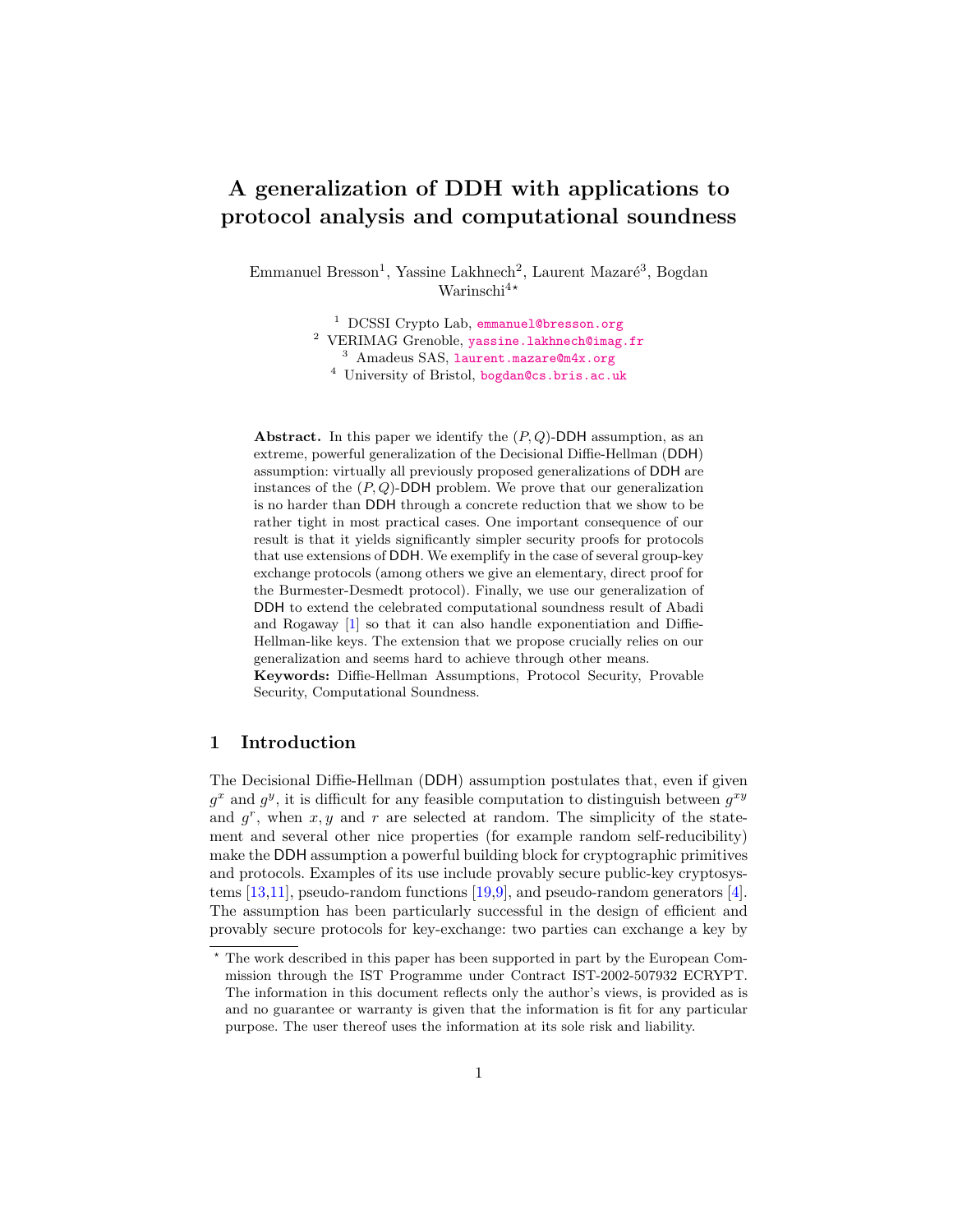# A generalization of DDH with applications to protocol analysis and computational soundness

Emmanuel Bresson[1], Yassine Lakhnech[2], Laurent Mazaré[3], Bogdan Warinschi[4]*

[1] DCSSI Crypto Lab, emmanuel@bresson.org
[2] VERIMAG Grenoble, yassine.lakhnech@imag.fr
[3] Amadeus SAS, laurent.mazare@m4x.org
[4] University of Bristol, bogdan@cs.bris.ac.uk

**Abstract.** In this paper we identify the $(P, Q)$-DDH assumption, as an extreme, powerful generalization of the Decisional Diffie-Hellman (DDH) assumption: virtually all previously proposed generalizations of DDH are instances of the $(P, Q)$-DDH problem. We prove that our generalization is no harder than DDH through a concrete reduction that we show to be rather tight in most practical cases. One important consequence of our result is that it yields significantly simpler security proofs for protocols that use extensions of DDH. We exemplify in the case of several group-key exchange protocols (among others we give an elementary, direct proof for the Burmester-Desmedt protocol). Finally, we use our generalization of DDH to extend the celebrated computational soundness result of Abadi and Rogaway [1] so that it can also handle exponentiation and Diffie-Hellman-like keys. The extension that we propose crucially relies on our generalization and seems hard to achieve through other means.
**Keywords:** Diffie-Hellman Assumptions, Protocol Security, Provable Security, Computational Soundness.

## 1 Introduction

The Decisional Diffie-Hellman (DDH) assumption postulates that, even if given $g^x$ and $g^y$, it is difficult for any feasible computation to distinguish between $g^{xy}$ and $g^r$, when $x, y$ and $r$ are selected at random. The simplicity of the statement and several other nice properties (for example random self-reducibility) make the DDH assumption a powerful building block for cryptographic primitives and protocols. Examples of its use include provably secure public-key cryptosystems [13,11], pseudo-random functions [19,9], and pseudo-random generators [4]. The assumption has been particularly successful in the design of efficient and provably secure protocols for key-exchange: two parties can exchange a key by

* The work described in this paper has been supported in part by the European Commission through the IST Programme under Contract IST-2002-507932 ECRYPT. The information in this document reflects only the author's views, is provided as is and no guarantee or warranty is given that the information is fit for any particular purpose. The user thereof uses the information at its sole risk and liability.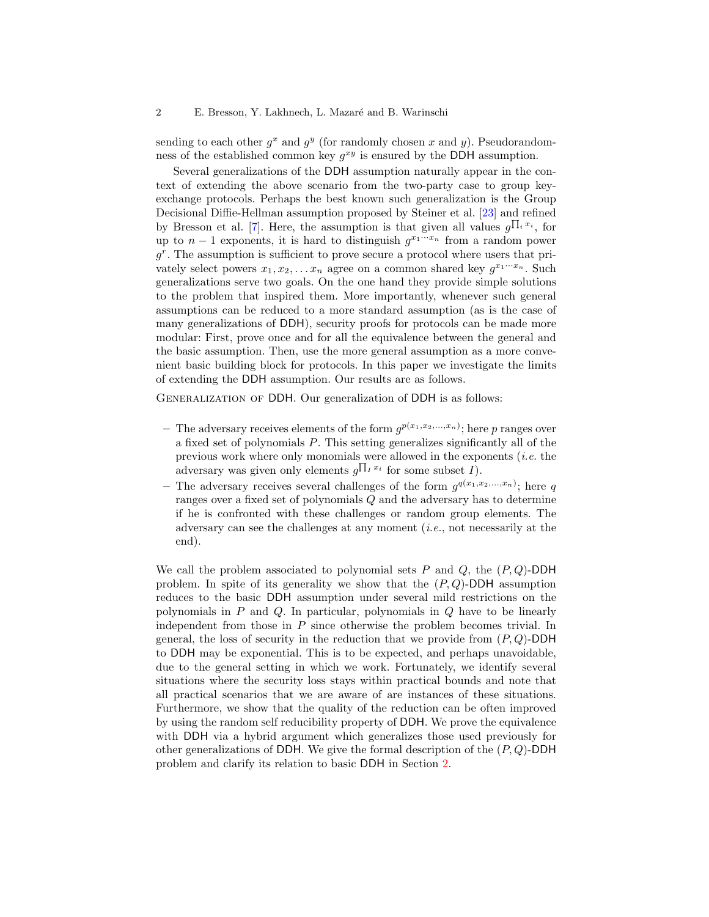sending to each other $g^x$ and $g^y$ (for randomly chosen $x$ and $y$). Pseudorandomness of the established common key $g^{xy}$ is ensured by the DDH assumption.

Several generalizations of the DDH assumption naturally appear in the context of extending the above scenario from the two-party case to group key-exchange protocols. Perhaps the best known such generalization is the Group Decisional Diffie-Hellman assumption proposed by Steiner et al. [23] and refined by Bresson et al. [7]. Here, the assumption is that given all values $g^{\prod_i x_i}$, for up to $n-1$ exponents, it is hard to distinguish $g^{x_1 \cdots x_n}$ from a random power $g^r$. The assumption is sufficient to prove secure a protocol where users that privately select powers $x_1, x_2, \ldots x_n$ agree on a common shared key $g^{x_1 \cdots x_n}$. Such generalizations serve two goals. On the one hand they provide simple solutions to the problem that inspired them. More importantly, whenever such general assumptions can be reduced to a more standard assumption (as is the case of many generalizations of DDH), security proofs for protocols can be made more modular: First, prove once and for all the equivalence between the general and the basic assumption. Then, use the more general assumption as a more convenient basic building block for protocols. In this paper we investigate the limits of extending the DDH assumption. Our results are as follows.

Generalization of DDH. Our generalization of DDH is as follows:

- The adversary receives elements of the form $g^{p(x_1,x_2,\ldots,x_n)}$; here $p$ ranges over a fixed set of polynomials $P$. This setting generalizes significantly all of the previous work where only monomials were allowed in the exponents (*i.e.* the adversary was given only elements $g^{\prod_I x_i}$ for some subset $I$).
- The adversary receives several challenges of the form $g^{q(x_1,x_2,\ldots,x_n)}$; here $q$ ranges over a fixed set of polynomials $Q$ and the adversary has to determine if he is confronted with these challenges or random group elements. The adversary can see the challenges at any moment (*i.e.*, not necessarily at the end).

We call the problem associated to polynomial sets $P$ and $Q$, the $(P,Q)$-DDH problem. In spite of its generality we show that the $(P,Q)$-DDH assumption reduces to the basic DDH assumption under several mild restrictions on the polynomials in $P$ and $Q$. In particular, polynomials in $Q$ have to be linearly independent from those in $P$ since otherwise the problem becomes trivial. In general, the loss of security in the reduction that we provide from $(P,Q)$-DDH to DDH may be exponential. This is to be expected, and perhaps unavoidable, due to the general setting in which we work. Fortunately, we identify several situations where the security loss stays within practical bounds and note that all practical scenarios that we are aware of are instances of these situations. Furthermore, we show that the quality of the reduction can be often improved by using the random self reducibility property of DDH. We prove the equivalence with DDH via a hybrid argument which generalizes those used previously for other generalizations of DDH. We give the formal description of the $(P,Q)$-DDH problem and clarify its relation to basic DDH in Section 2.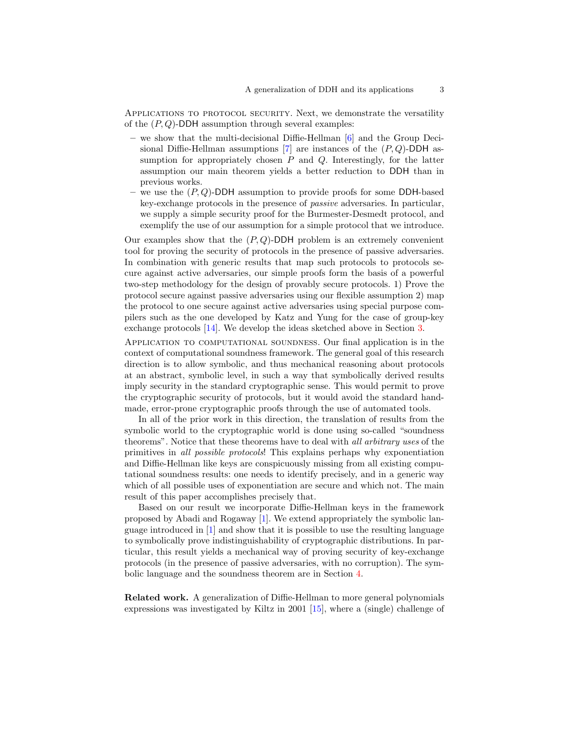Applications to protocol security. Next, we demonstrate the versatility of the $(P, Q)$-DDH assumption through several examples:

- we show that the multi-decisional Diffie-Hellman [6] and the Group Decisional Diffie-Hellman assumptions [7] are instances of the $(P, Q)$-DDH assumption for appropriately chosen $P$ and $Q$. Interestingly, for the latter assumption our main theorem yields a better reduction to DDH than in previous works.
- we use the $(P, Q)$-DDH assumption to provide proofs for some DDH-based key-exchange protocols in the presence of *passive* adversaries. In particular, we supply a simple security proof for the Burmester-Desmedt protocol, and exemplify the use of our assumption for a simple protocol that we introduce.

Our examples show that the $(P, Q)$-DDH problem is an extremely convenient tool for proving the security of protocols in the presence of passive adversaries. In combination with generic results that map such protocols to protocols secure against active adversaries, our simple proofs form the basis of a powerful two-step methodology for the design of provably secure protocols. 1) Prove the protocol secure against passive adversaries using our flexible assumption 2) map the protocol to one secure against active adversaries using special purpose compilers such as the one developed by Katz and Yung for the case of group-key exchange protocols [14]. We develop the ideas sketched above in Section 3.

Application to computational soundness. Our final application is in the context of computational soundness framework. The general goal of this research direction is to allow symbolic, and thus mechanical reasoning about protocols at an abstract, symbolic level, in such a way that symbolically derived results imply security in the standard cryptographic sense. This would permit to prove the cryptographic security of protocols, but it would avoid the standard hand-made, error-prone cryptographic proofs through the use of automated tools.

In all of the prior work in this direction, the translation of results from the symbolic world to the cryptographic world is done using so-called "soundness theorems". Notice that these theorems have to deal with *all arbitrary uses* of the primitives in *all possible protocols*! This explains perhaps why exponentiation and Diffie-Hellman like keys are conspicuously missing from all existing computational soundness results: one needs to identify precisely, and in a generic way which of all possible uses of exponentiation are secure and which not. The main result of this paper accomplishes precisely that.

Based on our result we incorporate Diffie-Hellman keys in the framework proposed by Abadi and Rogaway [1]. We extend appropriately the symbolic language introduced in [1] and show that it is possible to use the resulting language to symbolically prove indistinguishability of cryptographic distributions. In particular, this result yields a mechanical way of proving security of key-exchange protocols (in the presence of passive adversaries, with no corruption). The symbolic language and the soundness theorem are in Section 4.

**Related work.** A generalization of Diffie-Hellman to more general polynomials expressions was investigated by Kiltz in 2001 [15], where a (single) challenge of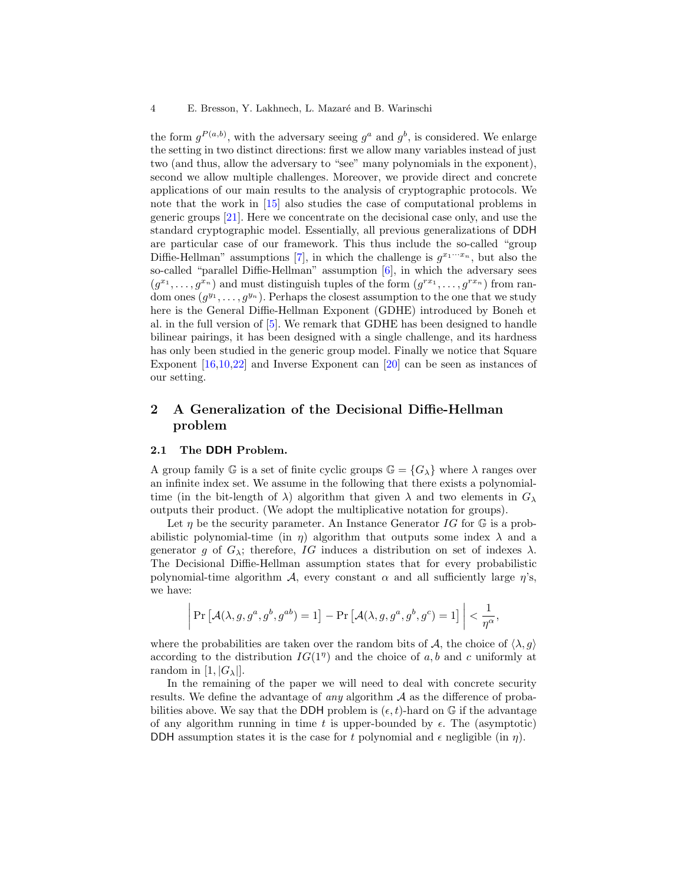the form $g^{P(a,b)}$, with the adversary seeing $g^a$ and $g^b$, is considered. We enlarge the setting in two distinct directions: first we allow many variables instead of just two (and thus, allow the adversary to "see" many polynomials in the exponent), second we allow multiple challenges. Moreover, we provide direct and concrete applications of our main results to the analysis of cryptographic protocols. We note that the work in [15] also studies the case of computational problems in generic groups [21]. Here we concentrate on the decisional case only, and use the standard cryptographic model. Essentially, all previous generalizations of DDH are particular case of our framework. This thus include the so-called "group Diffie-Hellman" assumptions [7], in which the challenge is $g^{x_1 \cdots x_n}$, but also the so-called "parallel Diffie-Hellman" assumption [6], in which the adversary sees $(g^{x_1}, \ldots, g^{x_n})$ and must distinguish tuples of the form $(g^{rx_1}, \ldots, g^{rx_n})$ from random ones $(g^{y_1}, \ldots, g^{y_n})$. Perhaps the closest assumption to the one that we study here is the General Diffie-Hellman Exponent (GDHE) introduced by Boneh et al. in the full version of [5]. We remark that GDHE has been designed to handle bilinear pairings, it has been designed with a single challenge, and its hardness has only been studied in the generic group model. Finally we notice that Square Exponent [16,10,22] and Inverse Exponent can [20] can be seen as instances of our setting.

## 2 A Generalization of the Decisional Diffie-Hellman problem

### 2.1 The DDH Problem.

A group family $\mathbb{G}$ is a set of finite cyclic groups $\mathbb{G} = \{G_\lambda\}$ where $\lambda$ ranges over an infinite index set. We assume in the following that there exists a polynomial-time (in the bit-length of $\lambda$) algorithm that given $\lambda$ and two elements in $G_\lambda$ outputs their product. (We adopt the multiplicative notation for groups).

Let $\eta$ be the security parameter. An Instance Generator $IG$ for $\mathbb{G}$ is a probabilistic polynomial-time (in $\eta$) algorithm that outputs some index $\lambda$ and a generator $g$ of $G_\lambda$; therefore, $IG$ induces a distribution on set of indexes $\lambda$. The Decisional Diffie-Hellman assumption states that for every probabilistic polynomial-time algorithm $\mathcal{A}$, every constant $\alpha$ and all sufficiently large $\eta$'s, we have:

$$\left| \Pr\left[\mathcal{A}(\lambda, g, g^a, g^b, g^{ab}) = 1\right] - \Pr\left[\mathcal{A}(\lambda, g, g^a, g^b, g^c) = 1\right] \right| < \frac{1}{\eta^\alpha},$$

where the probabilities are taken over the random bits of $\mathcal{A}$, the choice of $\langle \lambda, g \rangle$ according to the distribution $IG(1^\eta)$ and the choice of $a, b$ and $c$ uniformly at random in $[1, |G_\lambda|]$.

In the remaining of the paper we will need to deal with concrete security results. We define the advantage of *any* algorithm $\mathcal{A}$ as the difference of probabilities above. We say that the DDH problem is $(\epsilon, t)$-hard on $\mathbb{G}$ if the advantage of any algorithm running in time $t$ is upper-bounded by $\epsilon$. The (asymptotic) DDH assumption states it is the case for $t$ polynomial and $\epsilon$ negligible (in $\eta$).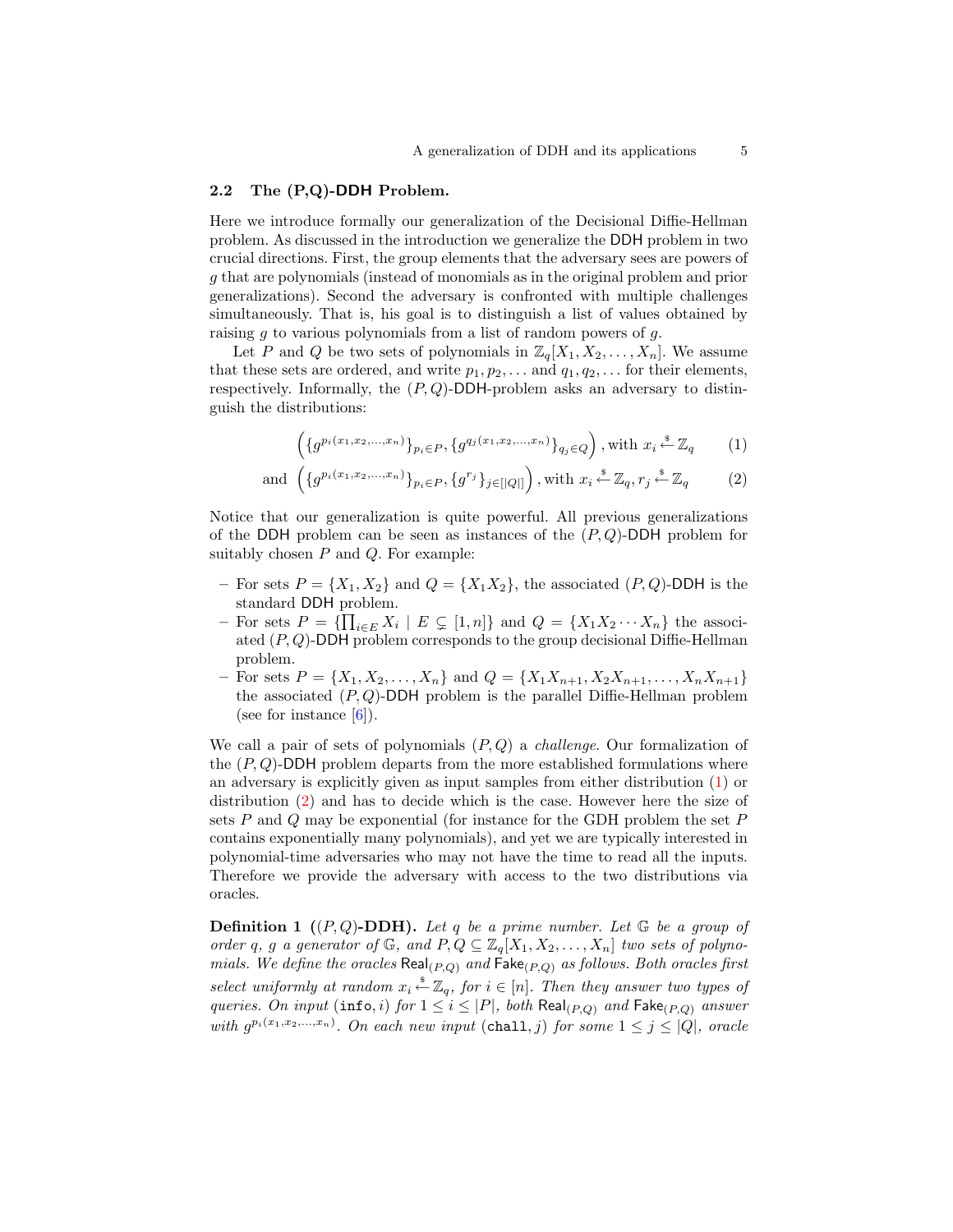### 2.2 The (P,Q)-DDH Problem.

Here we introduce formally our generalization of the Decisional Diffie-Hellman problem. As discussed in the introduction we generalize the DDH problem in two crucial directions. First, the group elements that the adversary sees are powers of $g$ that are polynomials (instead of monomials as in the original problem and prior generalizations). Second the adversary is confronted with multiple challenges simultaneously. That is, his goal is to distinguish a list of values obtained by raising $g$ to various polynomials from a list of random powers of $g$.

Let $P$ and $Q$ be two sets of polynomials in $\mathbb{Z}_q[X_1, X_2, \ldots, X_n]$. We assume that these sets are ordered, and write $p_1, p_2, \ldots$ and $q_1, q_2, \ldots$ for their elements, respectively. Informally, the $(P,Q)$-DDH-problem asks an adversary to distinguish the distributions:

$$\left(\{g^{p_i(x_1,x_2,\ldots,x_n)}\}_{p_i \in P}, \{g^{q_j(x_1,x_2,\ldots,x_n)}\}_{q_j \in Q}\right), \text{with } x_i \xleftarrow{\$} \mathbb{Z}_q \tag{1}$$

$$\text{and } \left(\{g^{p_i(x_1,x_2,\ldots,x_n)}\}_{p_i \in P}, \{g^{r_j}\}_{j \in [|Q|]}\right), \text{with } x_i \xleftarrow{\$} \mathbb{Z}_q, r_j \xleftarrow{\$} \mathbb{Z}_q \tag{2}$$

Notice that our generalization is quite powerful. All previous generalizations of the DDH problem can be seen as instances of the $(P,Q)$-DDH problem for suitably chosen $P$ and $Q$. For example:

- For sets $P = \{X_1, X_2\}$ and $Q = \{X_1X_2\}$, the associated $(P,Q)$-DDH is the standard DDH problem.
- For sets $P = \{\prod_{i \in E} X_i \mid E \subsetneq [1,n]\}$ and $Q = \{X_1X_2 \cdots X_n\}$ the associated $(P,Q)$-DDH problem corresponds to the group decisional Diffie-Hellman problem.
- For sets $P = \{X_1, X_2, \ldots, X_n\}$ and $Q = \{X_1X_{n+1}, X_2X_{n+1}, \ldots, X_nX_{n+1}\}$ the associated $(P,Q)$-DDH problem is the parallel Diffie-Hellman problem (see for instance [6]).

We call a pair of sets of polynomials $(P,Q)$ a *challenge*. Our formalization of the $(P,Q)$-DDH problem departs from the more established formulations where an adversary is explicitly given as input samples from either distribution (1) or distribution (2) and has to decide which is the case. However here the size of sets $P$ and $Q$ may be exponential (for instance for the GDH problem the set $P$ contains exponentially many polynomials), and yet we are typically interested in polynomial-time adversaries who may not have the time to read all the inputs. Therefore we provide the adversary with access to the two distributions via oracles.

**Definition 1 ($(P,Q)$-DDH).** *Let $q$ be a prime number. Let $\mathbb{G}$ be a group of order $q$, $g$ a generator of $\mathbb{G}$, and $P, Q \subseteq \mathbb{Z}_q[X_1, X_2, \ldots, X_n]$ two sets of polynomials. We define the oracles $\mathsf{Real}_{(P,Q)}$ and $\mathsf{Fake}_{(P,Q)}$ as follows. Both oracles first select uniformly at random $x_i \xleftarrow{\$} \mathbb{Z}_q$, for $i \in [n]$. Then they answer two types of queries. On input $(\mathtt{info}, i)$ for $1 \leq i \leq |P|$, both $\mathsf{Real}_{(P,Q)}$ and $\mathsf{Fake}_{(P,Q)}$ answer with $g^{p_i(x_1,x_2,\ldots,x_n)}$. On each new input $(\mathtt{chall}, j)$ for some $1 \leq j \leq |Q|$, oracle*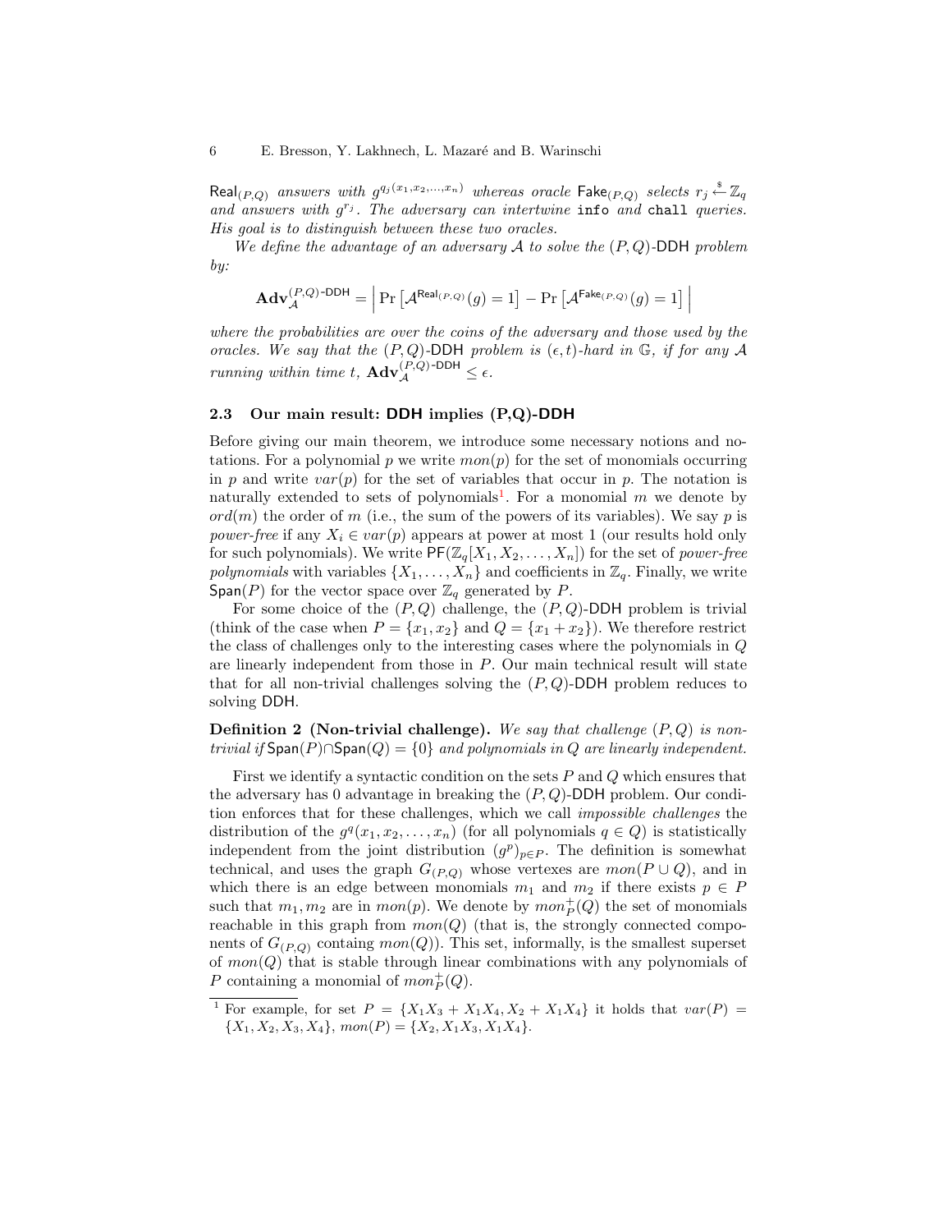$\mathsf{Real}_{(P,Q)}$ *answers with* $g^{q_j(x_1,x_2,\ldots,x_n)}$ *whereas oracle* $\mathsf{Fake}_{(P,Q)}$ *selects* $r_j \xleftarrow{\$} \mathbb{Z}_q$ *and answers with* $g^{r_j}$. *The adversary can intertwine* `info` *and* `chall` *queries. His goal is to distinguish between these two oracles.*

*We define the advantage of an adversary* $\mathcal{A}$ *to solve the* $(P,Q)$-$\mathsf{DDH}$ *problem by:*

$$\mathbf{Adv}_{\mathcal{A}}^{(P,Q)\text{-}\mathsf{DDH}} = \left| \Pr\left[\mathcal{A}^{\mathsf{Real}_{(P,Q)}}(g) = 1\right] - \Pr\left[\mathcal{A}^{\mathsf{Fake}_{(P,Q)}}(g) = 1\right] \right|$$

*where the probabilities are over the coins of the adversary and those used by the oracles. We say that the* $(P,Q)$-$\mathsf{DDH}$ *problem is* $(\epsilon, t)$*-hard in* $\mathbb{G}$*, if for any* $\mathcal{A}$ *running within time* $t$, $\mathbf{Adv}_{\mathcal{A}}^{(P,Q)\text{-}\mathsf{DDH}} \leq \epsilon$.

### 2.3 Our main result: DDH implies (P,Q)-DDH

Before giving our main theorem, we introduce some necessary notions and notations. For a polynomial $p$ we write $mon(p)$ for the set of monomials occurring in $p$ and write $var(p)$ for the set of variables that occur in $p$. The notation is naturally extended to sets of polynomials[1]. For a monomial $m$ we denote by $ord(m)$ the order of $m$ (i.e., the sum of the powers of its variables). We say $p$ is *power-free* if any $X_i \in var(p)$ appears at power at most 1 (our results hold only for such polynomials). We write $\mathsf{PF}(\mathbb{Z}_q[X_1, X_2, \ldots, X_n])$ for the set of *power-free polynomials* with variables $\{X_1, \ldots, X_n\}$ and coefficients in $\mathbb{Z}_q$. Finally, we write $\mathsf{Span}(P)$ for the vector space over $\mathbb{Z}_q$ generated by $P$.

For some choice of the $(P,Q)$ challenge, the $(P,Q)$-$\mathsf{DDH}$ problem is trivial (think of the case when $P = \{x_1, x_2\}$ and $Q = \{x_1 + x_2\}$). We therefore restrict the class of challenges only to the interesting cases where the polynomials in $Q$ are linearly independent from those in $P$. Our main technical result will state that for all non-trivial challenges solving the $(P,Q)$-$\mathsf{DDH}$ problem reduces to solving $\mathsf{DDH}$.

**Definition 2 (Non-trivial challenge).** *We say that challenge* $(P,Q)$ *is non-trivial if* $\mathsf{Span}(P) \cap \mathsf{Span}(Q) = \{0\}$ *and polynomials in* $Q$ *are linearly independent.*

First we identify a syntactic condition on the sets $P$ and $Q$ which ensures that the adversary has 0 advantage in breaking the $(P,Q)$-$\mathsf{DDH}$ problem. Our condition enforces that for these challenges, which we call *impossible challenges* the distribution of the $g^q(x_1, x_2, \ldots, x_n)$ (for all polynomials $q \in Q$) is statistically independent from the joint distribution $(g^p)_{p \in P}$. The definition is somewhat technical, and uses the graph $G_{(P,Q)}$ whose vertexes are $mon(P \cup Q)$, and in which there is an edge between monomials $m_1$ and $m_2$ if there exists $p \in P$ such that $m_1, m_2$ are in $mon(p)$. We denote by $mon_P^+(Q)$ the set of monomials reachable in this graph from $mon(Q)$ (that is, the strongly connected components of $G_{(P,Q)}$ containg $mon(Q)$). This set, informally, is the smallest superset of $mon(Q)$ that is stable through linear combinations with any polynomials of $P$ containing a monomial of $mon_P^+(Q)$.

---

[1] For example, for set $P = \{X_1X_3 + X_1X_4, X_2 + X_1X_4\}$ it holds that $var(P) = \{X_1, X_2, X_3, X_4\}$, $mon(P) = \{X_2, X_1X_3, X_1X_4\}$.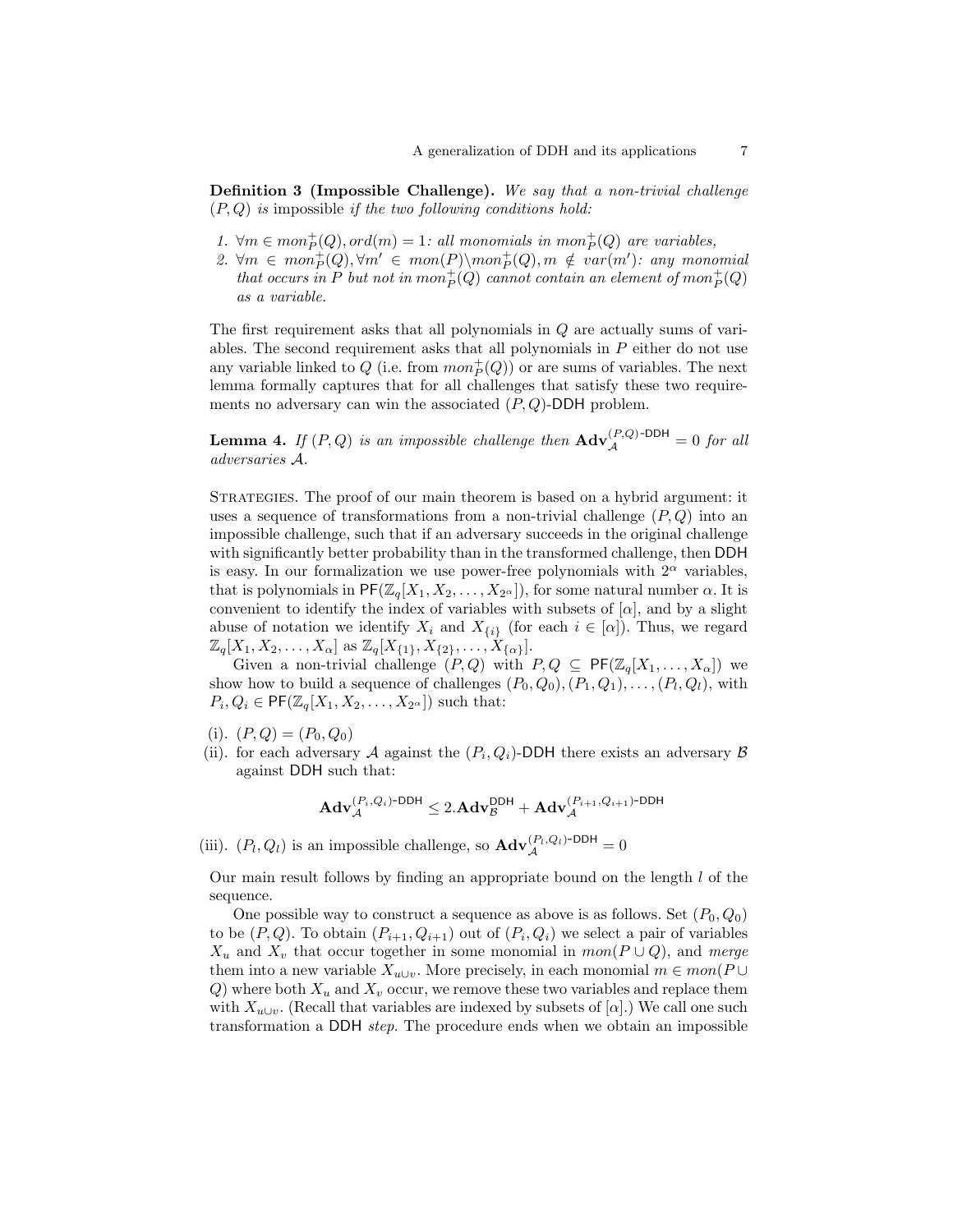**Definition 3 (Impossible Challenge).** *We say that a non-trivial challenge $(P, Q)$ is* impossible *if the two following conditions hold:*

1. *$\forall m \in mon^+_P(Q), ord(m) = 1$: all monomials in $mon^+_P(Q)$ are variables,*
2. *$\forall m \in mon^+_P(Q), \forall m' \in mon(P) \backslash mon^+_P(Q), m \notin var(m')$: any monomial that occurs in $P$ but not in $mon^+_P(Q)$ cannot contain an element of $mon^+_P(Q)$ as a variable.*

The first requirement asks that all polynomials in $Q$ are actually sums of variables. The second requirement asks that all polynomials in $P$ either do not use any variable linked to $Q$ (i.e. from $mon^+_P(Q)$) or are sums of variables. The next lemma formally captures that for all challenges that satisfy these two requirements no adversary can win the associated $(P, Q)$-$\mathsf{DDH}$ problem.

**Lemma 4.** *If $(P, Q)$ is an impossible challenge then $\mathbf{Adv}^{(P,Q)\text{-}\mathsf{DDH}}_{\mathcal{A}} = 0$ for all adversaries $\mathcal{A}$.*

Strategies. The proof of our main theorem is based on a hybrid argument: it uses a sequence of transformations from a non-trivial challenge $(P, Q)$ into an impossible challenge, such that if an adversary succeeds in the original challenge with significantly better probability than in the transformed challenge, then $\mathsf{DDH}$ is easy. In our formalization we use power-free polynomials with $2^\alpha$ variables, that is polynomials in $\mathsf{PF}(\mathbb{Z}_q[X_1, X_2, \ldots, X_{2^\alpha}])$, for some natural number $\alpha$. It is convenient to identify the index of variables with subsets of $[\alpha]$, and by a slight abuse of notation we identify $X_i$ and $X_{\{i\}}$ (for each $i \in [\alpha]$). Thus, we regard $\mathbb{Z}_q[X_1, X_2, \ldots, X_\alpha]$ as $\mathbb{Z}_q[X_{\{1\}}, X_{\{2\}}, \ldots, X_{\{\alpha\}}]$.

Given a non-trivial challenge $(P, Q)$ with $P, Q \subseteq \mathsf{PF}(\mathbb{Z}_q[X_1, \ldots, X_\alpha])$ we show how to build a sequence of challenges $(P_0, Q_0), (P_1, Q_1), \ldots, (P_l, Q_l)$, with $P_i, Q_i \in \mathsf{PF}(\mathbb{Z}_q[X_1, X_2, \ldots, X_{2^\alpha}])$ such that:

(i). $(P, Q) = (P_0, Q_0)$

(ii). for each adversary $\mathcal{A}$ against the $(P_i, Q_i)$-$\mathsf{DDH}$ there exists an adversary $\mathcal{B}$ against $\mathsf{DDH}$ such that:

$$\mathbf{Adv}^{(P_i,Q_i)\text{-}\mathsf{DDH}}_{\mathcal{A}} \leq 2.\mathbf{Adv}^{\mathsf{DDH}}_{\mathcal{B}} + \mathbf{Adv}^{(P_{i+1},Q_{i+1})\text{-}\mathsf{DDH}}_{\mathcal{A}}$$

(iii). $(P_l, Q_l)$ is an impossible challenge, so $\mathbf{Adv}^{(P_l,Q_l)\text{-}\mathsf{DDH}}_{\mathcal{A}} = 0$

Our main result follows by finding an appropriate bound on the length $l$ of the sequence.

One possible way to construct a sequence as above is as follows. Set $(P_0, Q_0)$ to be $(P, Q)$. To obtain $(P_{i+1}, Q_{i+1})$ out of $(P_i, Q_i)$ we select a pair of variables $X_u$ and $X_v$ that occur together in some monomial in $mon(P \cup Q)$, and *merge* them into a new variable $X_{u \cup v}$. More precisely, in each monomial $m \in mon(P \cup Q)$ where both $X_u$ and $X_v$ occur, we remove these two variables and replace them with $X_{u \cup v}$. (Recall that variables are indexed by subsets of $[\alpha]$.) We call one such transformation a $\mathsf{DDH}$ *step*. The procedure ends when we obtain an impossible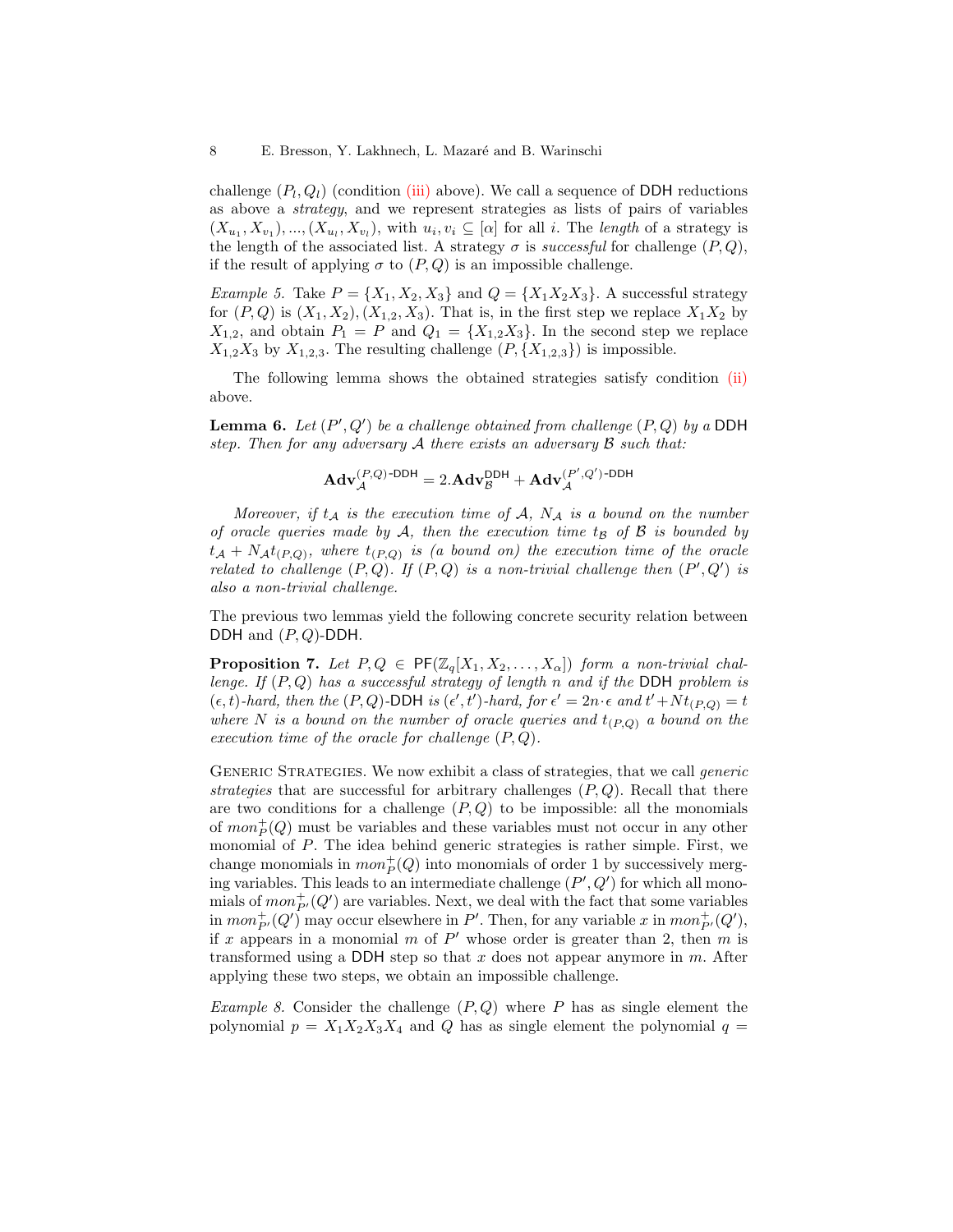challenge $(P_l, Q_l)$ (condition (iii) above). We call a sequence of DDH reductions as above a *strategy*, and we represent strategies as lists of pairs of variables $(X_{u_1}, X_{v_1}), ..., (X_{u_l}, X_{v_l})$, with $u_i, v_i \subseteq [\alpha]$ for all $i$. The *length* of a strategy is the length of the associated list. A strategy $\sigma$ is *successful* for challenge $(P, Q)$, if the result of applying $\sigma$ to $(P, Q)$ is an impossible challenge.

*Example 5.* Take $P = \{X_1, X_2, X_3\}$ and $Q = \{X_1X_2X_3\}$. A successful strategy for $(P, Q)$ is $(X_1, X_2), (X_{1,2}, X_3)$. That is, in the first step we replace $X_1X_2$ by $X_{1,2}$, and obtain $P_1 = P$ and $Q_1 = \{X_{1,2}X_3\}$. In the second step we replace $X_{1,2}X_3$ by $X_{1,2,3}$. The resulting challenge $(P, \{X_{1,2,3}\})$ is impossible.

The following lemma shows the obtained strategies satisfy condition (ii) above.

**Lemma 6.** *Let $(P', Q')$ be a challenge obtained from challenge $(P, Q)$ by a DDH step. Then for any adversary $\mathcal{A}$ there exists an adversary $\mathcal{B}$ such that:*

$$\mathbf{Adv}_{\mathcal{A}}^{(P,Q)\text{-DDH}} = 2.\mathbf{Adv}_{\mathcal{B}}^{\text{DDH}} + \mathbf{Adv}_{\mathcal{A}}^{(P',Q')\text{-DDH}}$$

*Moreover, if $t_{\mathcal{A}}$ is the execution time of $\mathcal{A}$, $N_{\mathcal{A}}$ is a bound on the number of oracle queries made by $\mathcal{A}$, then the execution time $t_{\mathcal{B}}$ of $\mathcal{B}$ is bounded by $t_{\mathcal{A}} + N_{\mathcal{A}} t_{(P,Q)}$, where $t_{(P,Q)}$ is (a bound on) the execution time of the oracle related to challenge $(P, Q)$. If $(P, Q)$ is a non-trivial challenge then $(P', Q')$ is also a non-trivial challenge.*

The previous two lemmas yield the following concrete security relation between DDH and $(P, Q)$-DDH.

**Proposition 7.** *Let $P, Q \in \mathsf{PF}(\mathbb{Z}_q[X_1, X_2, \ldots, X_\alpha])$ form a non-trivial challenge. If $(P, Q)$ has a successful strategy of length $n$ and if the DDH problem is $(\epsilon, t)$-hard, then the $(P, Q)$-DDH is $(\epsilon', t')$-hard, for $\epsilon' = 2n \cdot \epsilon$ and $t' + N t_{(P,Q)} = t$ where $N$ is a bound on the number of oracle queries and $t_{(P,Q)}$ a bound on the execution time of the oracle for challenge $(P, Q)$.*

Generic Strategies. We now exhibit a class of strategies, that we call *generic strategies* that are successful for arbitrary challenges $(P, Q)$. Recall that there are two conditions for a challenge $(P, Q)$ to be impossible: all the monomials of $mon_P^+(Q)$ must be variables and these variables must not occur in any other monomial of $P$. The idea behind generic strategies is rather simple. First, we change monomials in $mon_P^+(Q)$ into monomials of order 1 by successively merging variables. This leads to an intermediate challenge $(P', Q')$ for which all monomials of $mon_{P'}^+(Q')$ are variables. Next, we deal with the fact that some variables in $mon_{P'}^+(Q')$ may occur elsewhere in $P'$. Then, for any variable $x$ in $mon_{P'}^+(Q')$, if $x$ appears in a monomial $m$ of $P'$ whose order is greater than 2, then $m$ is transformed using a DDH step so that $x$ does not appear anymore in $m$. After applying these two steps, we obtain an impossible challenge.

*Example 8.* Consider the challenge $(P, Q)$ where $P$ has as single element the polynomial $p = X_1X_2X_3X_4$ and $Q$ has as single element the polynomial $q =$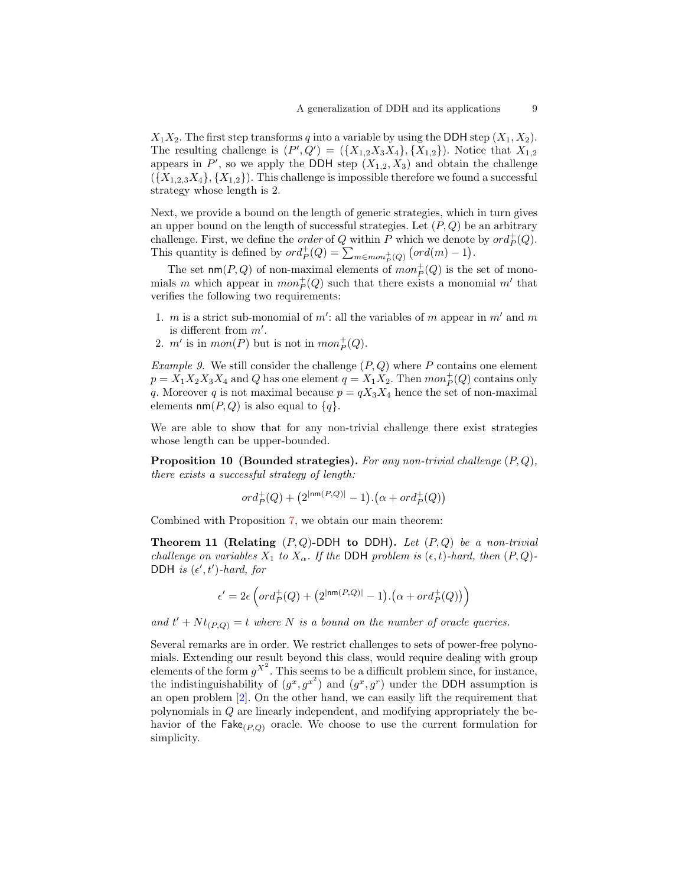$X_1X_2$. The first step transforms $q$ into a variable by using the DDH step $(X_1, X_2)$. The resulting challenge is $(P', Q') = (\{X_{1,2}X_3X_4\}, \{X_{1,2}\})$. Notice that $X_{1,2}$ appears in $P'$, so we apply the DDH step $(X_{1,2}, X_3)$ and obtain the challenge $(\{X_{1,2,3}X_4\}, \{X_{1,2}\})$. This challenge is impossible therefore we found a successful strategy whose length is 2.

Next, we provide a bound on the length of generic strategies, which in turn gives an upper bound on the length of successful strategies. Let $(P, Q)$ be an arbitrary challenge. First, we define the *order* of $Q$ within $P$ which we denote by $ord_P^+(Q)$. This quantity is defined by $ord_P^+(Q) = \sum_{m \in mon_P^+(Q)} \big(ord(m) - 1\big)$.

The set $\mathsf{nm}(P, Q)$ of non-maximal elements of $mon_P^+(Q)$ is the set of monomials $m$ which appear in $mon_P^+(Q)$ such that there exists a monomial $m'$ that verifies the following two requirements:

1. $m$ is a strict sub-monomial of $m'$: all the variables of $m$ appear in $m'$ and $m$ is different from $m'$.
2. $m'$ is in $mon(P)$ but is not in $mon_P^+(Q)$.

*Example 9.* We still consider the challenge $(P, Q)$ where $P$ contains one element $p = X_1X_2X_3X_4$ and $Q$ has one element $q = X_1X_2$. Then $mon_P^+(Q)$ contains only $q$. Moreover $q$ is not maximal because $p = qX_3X_4$ hence the set of non-maximal elements $\mathsf{nm}(P, Q)$ is also equal to $\{q\}$.

We are able to show that for any non-trivial challenge there exist strategies whose length can be upper-bounded.

**Proposition 10 (Bounded strategies).** *For any non-trivial challenge $(P, Q)$, there exists a successful strategy of length:*

$$ord_P^+(Q) + \big(2^{|\mathsf{nm}(P,Q)|} - 1\big).\big(\alpha + ord_P^+(Q)\big)$$

Combined with Proposition 7, we obtain our main theorem:

**Theorem 11 (Relating $(P, Q)$-DDH to DDH).** *Let $(P, Q)$ be a non-trivial challenge on variables $X_1$ to $X_\alpha$. If the DDH problem is $(\epsilon, t)$-hard, then $(P, Q)$-DDH is $(\epsilon', t')$-hard, for*

$$\epsilon' = 2\epsilon \left( ord_P^+(Q) + \big(2^{|\mathsf{nm}(P,Q)|} - 1\big).\big(\alpha + ord_P^+(Q)\big) \right)$$

*and $t' + Nt_{(P,Q)} = t$ where $N$ is a bound on the number of oracle queries.*

Several remarks are in order. We restrict challenges to sets of power-free polynomials. Extending our result beyond this class, would require dealing with group elements of the form $g^{X^2}$. This seems to be a difficult problem since, for instance, the indistinguishability of $(g^x, g^{x^2})$ and $(g^x, g^r)$ under the DDH assumption is an open problem [2]. On the other hand, we can easily lift the requirement that polynomials in $Q$ are linearly independent, and modifying appropriately the behavior of the $\mathsf{Fake}_{(P,Q)}$ oracle. We choose to use the current formulation for simplicity.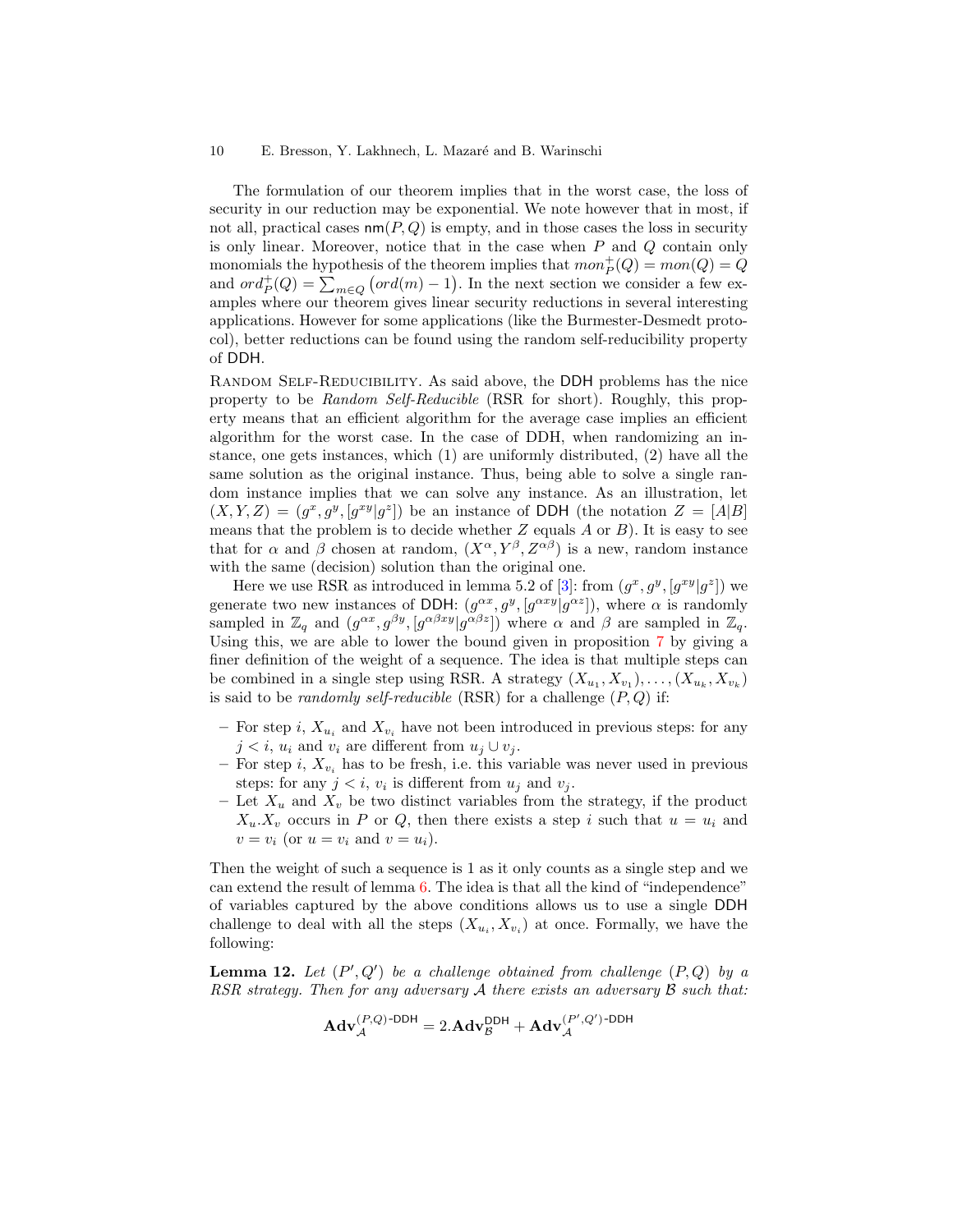The formulation of our theorem implies that in the worst case, the loss of security in our reduction may be exponential. We note however that in most, if not all, practical cases $\mathsf{nm}(P, Q)$ is empty, and in those cases the loss in security is only linear. Moreover, notice that in the case when $P$ and $Q$ contain only monomials the hypothesis of the theorem implies that $mon_P^+(Q) = mon(Q) = Q$ and $ord_P^+(Q) = \sum_{m \in Q} \big(ord(m) - 1\big)$. In the next section we consider a few examples where our theorem gives linear security reductions in several interesting applications. However for some applications (like the Burmester-Desmedt protocol), better reductions can be found using the random self-reducibility property of $\mathsf{DDH}$.

Random Self-Reducibility. As said above, the $\mathsf{DDH}$ problems has the nice property to be *Random Self-Reducible* (RSR for short). Roughly, this property means that an efficient algorithm for the average case implies an efficient algorithm for the worst case. In the case of DDH, when randomizing an instance, one gets instances, which (1) are uniformly distributed, (2) have all the same solution as the original instance. Thus, being able to solve a single random instance implies that we can solve any instance. As an illustration, let $(X, Y, Z) = (g^x, g^y, [g^{xy}|g^z])$ be an instance of $\mathsf{DDH}$ (the notation $Z = [A|B]$ means that the problem is to decide whether $Z$ equals $A$ or $B$). It is easy to see that for $\alpha$ and $\beta$ chosen at random, $(X^\alpha, Y^\beta, Z^{\alpha\beta})$ is a new, random instance with the same (decision) solution than the original one.

Here we use RSR as introduced in lemma 5.2 of [3]: from $(g^x, g^y, [g^{xy}|g^z])$ we generate two new instances of $\mathsf{DDH}$: $(g^{\alpha x}, g^y, [g^{\alpha xy}|g^{\alpha z}])$, where $\alpha$ is randomly sampled in $\mathbb{Z}_q$ and $(g^{\alpha x}, g^{\beta y}, [g^{\alpha\beta xy}|g^{\alpha\beta z}])$ where $\alpha$ and $\beta$ are sampled in $\mathbb{Z}_q$. Using this, we are able to lower the bound given in proposition 7 by giving a finer definition of the weight of a sequence. The idea is that multiple steps can be combined in a single step using RSR. A strategy $(X_{u_1}, X_{v_1}), \ldots, (X_{u_k}, X_{v_k})$ is said to be *randomly self-reducible* (RSR) for a challenge $(P, Q)$ if:

- For step $i$, $X_{u_i}$ and $X_{v_i}$ have not been introduced in previous steps: for any $j < i$, $u_i$ and $v_i$ are different from $u_j \cup v_j$.
- For step $i$, $X_{v_i}$ has to be fresh, i.e. this variable was never used in previous steps: for any $j < i$, $v_i$ is different from $u_j$ and $v_j$.
- Let $X_u$ and $X_v$ be two distinct variables from the strategy, if the product $X_u.X_v$ occurs in $P$ or $Q$, then there exists a step $i$ such that $u = u_i$ and $v = v_i$ (or $u = v_i$ and $v = u_i$).

Then the weight of such a sequence is 1 as it only counts as a single step and we can extend the result of lemma 6. The idea is that all the kind of "independence" of variables captured by the above conditions allows us to use a single $\mathsf{DDH}$ challenge to deal with all the steps $(X_{u_i}, X_{v_i})$ at once. Formally, we have the following:

**Lemma 12.** *Let $(P', Q')$ be a challenge obtained from challenge $(P, Q)$ by a RSR strategy. Then for any adversary $\mathcal{A}$ there exists an adversary $\mathcal{B}$ such that:*

$$\mathbf{Adv}_{\mathcal{A}}^{(P,Q)\text{-}\mathsf{DDH}} = 2.\mathbf{Adv}_{\mathcal{B}}^{\mathsf{DDH}} + \mathbf{Adv}_{\mathcal{A}}^{(P',Q')\text{-}\mathsf{DDH}}$$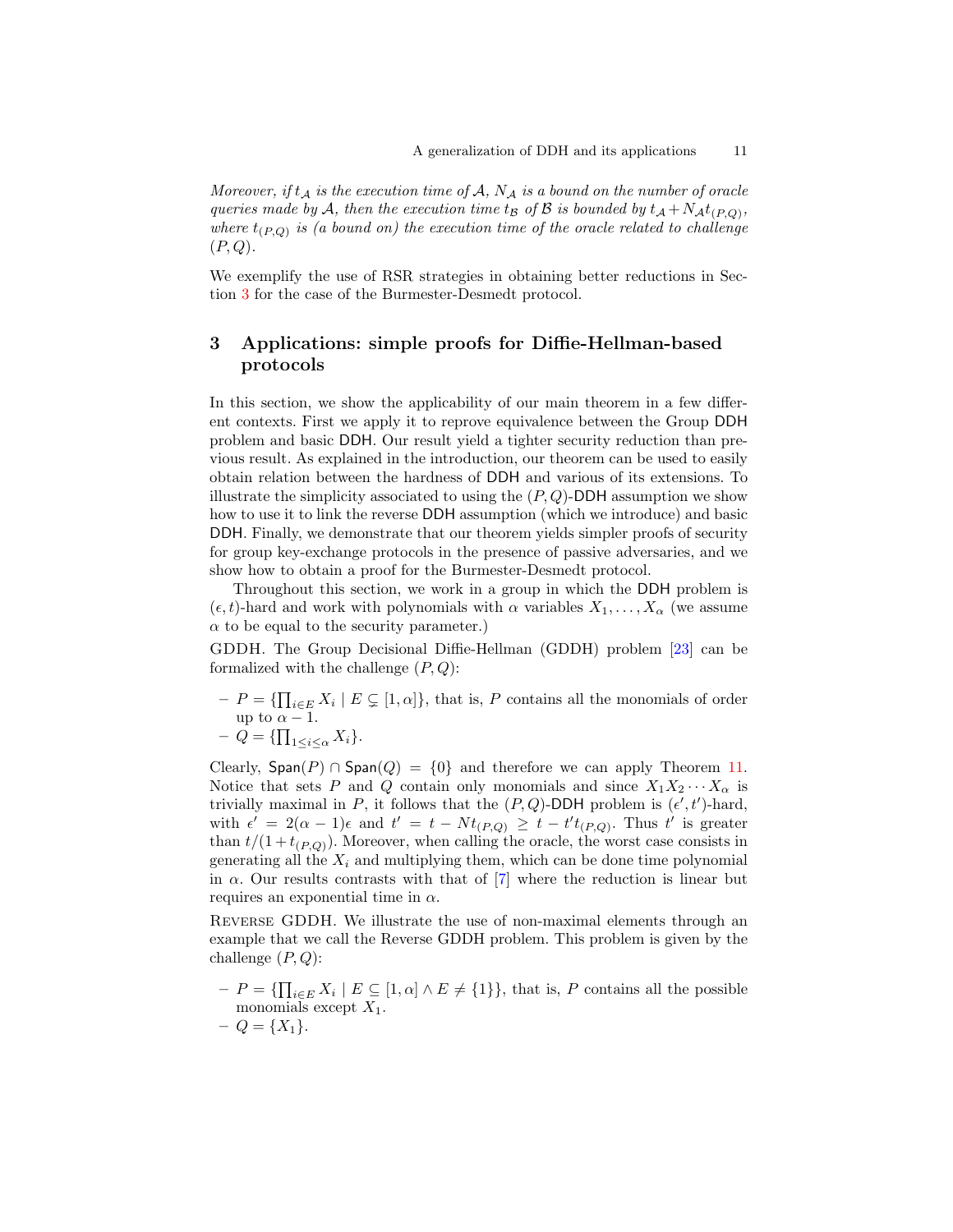*Moreover, if $t_{\mathcal{A}}$ is the execution time of $\mathcal{A}$, $N_{\mathcal{A}}$ is a bound on the number of oracle queries made by $\mathcal{A}$, then the execution time $t_{\mathcal{B}}$ of $\mathcal{B}$ is bounded by $t_{\mathcal{A}} + N_{\mathcal{A}} t_{(P,Q)}$, where $t_{(P,Q)}$ is (a bound on) the execution time of the oracle related to challenge $(P, Q)$.*

We exemplify the use of RSR strategies in obtaining better reductions in Section 3 for the case of the Burmester-Desmedt protocol.

## 3 Applications: simple proofs for Diffie-Hellman-based protocols

In this section, we show the applicability of our main theorem in a few different contexts. First we apply it to reprove equivalence between the Group DDH problem and basic DDH. Our result yield a tighter security reduction than previous result. As explained in the introduction, our theorem can be used to easily obtain relation between the hardness of DDH and various of its extensions. To illustrate the simplicity associated to using the $(P, Q)$-DDH assumption we show how to use it to link the reverse DDH assumption (which we introduce) and basic DDH. Finally, we demonstrate that our theorem yields simpler proofs of security for group key-exchange protocols in the presence of passive adversaries, and we show how to obtain a proof for the Burmester-Desmedt protocol.

Throughout this section, we work in a group in which the DDH problem is $(\epsilon, t)$-hard and work with polynomials with $\alpha$ variables $X_1, \ldots, X_\alpha$ (we assume $\alpha$ to be equal to the security parameter.)

GDDH. The Group Decisional Diffie-Hellman (GDDH) problem [23] can be formalized with the challenge $(P, Q)$:

- $P = \{\prod_{i \in E} X_i \mid E \subsetneq [1, \alpha]\}$, that is, $P$ contains all the monomials of order up to $\alpha - 1$.
- $Q = \{\prod_{1 \leq i \leq \alpha} X_i\}$.

Clearly, $\mathsf{Span}(P) \cap \mathsf{Span}(Q) = \{0\}$ and therefore we can apply Theorem 11. Notice that sets $P$ and $Q$ contain only monomials and since $X_1 X_2 \cdots X_\alpha$ is trivially maximal in $P$, it follows that the $(P, Q)$-DDH problem is $(\epsilon', t')$-hard, with $\epsilon' = 2(\alpha - 1)\epsilon$ and $t' = t - N t_{(P,Q)} \geq t - t' t_{(P,Q)}$. Thus $t'$ is greater than $t/(1 + t_{(P,Q)})$. Moreover, when calling the oracle, the worst case consists in generating all the $X_i$ and multiplying them, which can be done time polynomial in $\alpha$. Our results contrasts with that of [7] where the reduction is linear but requires an exponential time in $\alpha$.

Reverse GDDH. We illustrate the use of non-maximal elements through an example that we call the Reverse GDDH problem. This problem is given by the challenge $(P, Q)$:

- $P = \{\prod_{i \in E} X_i \mid E \subseteq [1, \alpha] \wedge E \neq \{1\}\}$, that is, $P$ contains all the possible monomials except $X_1$.
- $Q = \{X_1\}$.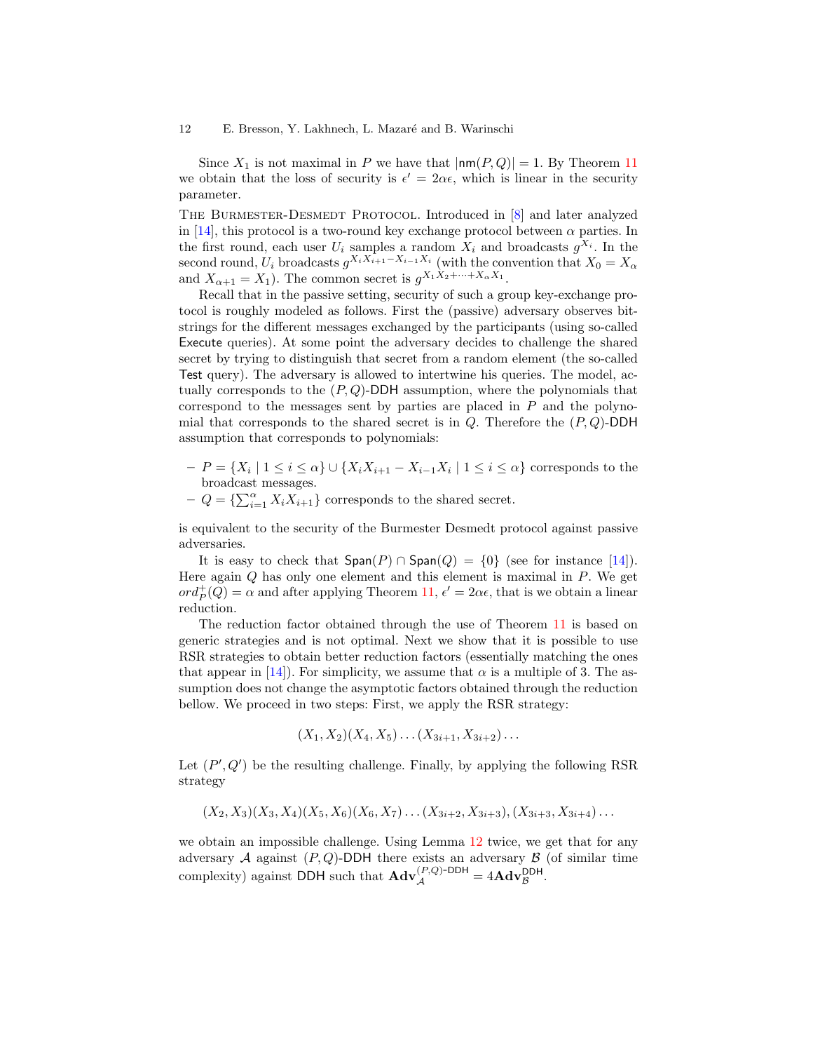Since $X_1$ is not maximal in $P$ we have that $|\mathsf{nm}(P,Q)| = 1$. By Theorem 11 we obtain that the loss of security is $\epsilon' = 2\alpha\epsilon$, which is linear in the security parameter.

The Burmester-Desmedt Protocol. Introduced in [8] and later analyzed in [14], this protocol is a two-round key exchange protocol between $\alpha$ parties. In the first round, each user $U_i$ samples a random $X_i$ and broadcasts $g^{X_i}$. In the second round, $U_i$ broadcasts $g^{X_i X_{i+1} - X_{i-1} X_i}$ (with the convention that $X_0 = X_\alpha$ and $X_{\alpha+1} = X_1$). The common secret is $g^{X_1 X_2 + \cdots + X_\alpha X_1}$.

Recall that in the passive setting, security of such a group key-exchange protocol is roughly modeled as follows. First the (passive) adversary observes bitstrings for the different messages exchanged by the participants (using so-called Execute queries). At some point the adversary decides to challenge the shared secret by trying to distinguish that secret from a random element (the so-called Test query). The adversary is allowed to intertwine his queries. The model, actually corresponds to the $(P,Q)$-DDH assumption, where the polynomials that correspond to the messages sent by parties are placed in $P$ and the polynomial that corresponds to the shared secret is in $Q$. Therefore the $(P,Q)$-DDH assumption that corresponds to polynomials:

- $P = \{X_i \mid 1 \leq i \leq \alpha\} \cup \{X_i X_{i+1} - X_{i-1} X_i \mid 1 \leq i \leq \alpha\}$ corresponds to the broadcast messages.
- $Q = \{\sum_{i=1}^{\alpha} X_i X_{i+1}\}$ corresponds to the shared secret.

is equivalent to the security of the Burmester Desmedt protocol against passive adversaries.

It is easy to check that $\mathsf{Span}(P) \cap \mathsf{Span}(Q) = \{0\}$ (see for instance [14]). Here again $Q$ has only one element and this element is maximal in $P$. We get $ord_P^+(Q) = \alpha$ and after applying Theorem 11, $\epsilon' = 2\alpha\epsilon$, that is we obtain a linear reduction.

The reduction factor obtained through the use of Theorem 11 is based on generic strategies and is not optimal. Next we show that it is possible to use RSR strategies to obtain better reduction factors (essentially matching the ones that appear in [14]). For simplicity, we assume that $\alpha$ is a multiple of 3. The assumption does not change the asymptotic factors obtained through the reduction bellow. We proceed in two steps: First, we apply the RSR strategy:

$$(X_1, X_2)(X_4, X_5) \ldots (X_{3i+1}, X_{3i+2}) \ldots$$

Let $(P', Q')$ be the resulting challenge. Finally, by applying the following RSR strategy

$$(X_2, X_3)(X_3, X_4)(X_5, X_6)(X_6, X_7) \ldots (X_{3i+2}, X_{3i+3}), (X_{3i+3}, X_{3i+4}) \ldots$$

we obtain an impossible challenge. Using Lemma 12 twice, we get that for any adversary $\mathcal{A}$ against $(P,Q)$-DDH there exists an adversary $\mathcal{B}$ (of similar time complexity) against DDH such that $\mathbf{Adv}_{\mathcal{A}}^{(P,Q)\text{-DDH}} = 4\mathbf{Adv}_{\mathcal{B}}^{\mathsf{DDH}}$.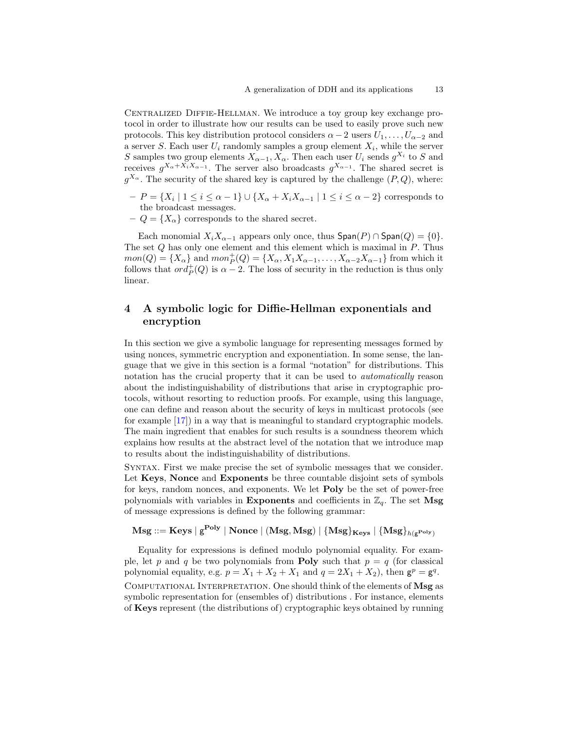CENTRALIZED DIFFIE-HELLMAN. We introduce a toy group key exchange protocol in order to illustrate how our results can be used to easily prove such new protocols. This key distribution protocol considers $\alpha-2$ users $U_1,\ldots,U_{\alpha-2}$ and a server $S$. Each user $U_i$ randomly samples a group element $X_i$, while the server $S$ samples two group elements $X_{\alpha-1}, X_\alpha$. Then each user $U_i$ sends $g^{X_i}$ to $S$ and receives $g^{X_\alpha+X_iX_{\alpha-1}}$. The server also broadcasts $g^{X_{\alpha-1}}$. The shared secret is $g^{X_\alpha}$. The security of the shared key is captured by the challenge $(P,Q)$, where:

- $P=\{X_i \mid 1\leq i\leq \alpha-1\}\cup\{X_\alpha+X_iX_{\alpha-1}\mid 1\leq i\leq\alpha-2\}$ corresponds to the broadcast messages.
- $Q=\{X_\alpha\}$ corresponds to the shared secret.

Each monomial $X_iX_{\alpha-1}$ appears only once, thus $\mathsf{Span}(P)\cap\mathsf{Span}(Q)=\{0\}$. The set $Q$ has only one element and this element which is maximal in $P$. Thus $mon(Q)=\{X_\alpha\}$ and $mon_P^+(Q)=\{X_\alpha, X_1X_{\alpha-1},\ldots,X_{\alpha-2}X_{\alpha-1}\}$ from which it follows that $ord_P^+(Q)$ is $\alpha-2$. The loss of security in the reduction is thus only linear.

## 4 A symbolic logic for Diffie-Hellman exponentials and encryption

In this section we give a symbolic language for representing messages formed by using nonces, symmetric encryption and exponentiation. In some sense, the language that we give in this section is a formal "notation" for distributions. This notation has the crucial property that it can be used to *automatically* reason about the indistinguishability of distributions that arise in cryptographic protocols, without resorting to reduction proofs. For example, using this language, one can define and reason about the security of keys in multicast protocols (see for example [17]) in a way that is meaningful to standard cryptographic models. The main ingredient that enables for such results is a soundness theorem which explains how results at the abstract level of the notation that we introduce map to results about the indistinguishability of distributions.

SYNTAX. First we make precise the set of symbolic messages that we consider. Let **Keys**, **Nonce** and **Exponents** be three countable disjoint sets of symbols for keys, random nonces, and exponents. We let **Poly** be the set of power-free polynomials with variables in **Exponents** and coefficients in $\mathbb{Z}_q$. The set **Msg** of message expressions is defined by the following grammar:

$$\mathbf{Msg} ::= \mathbf{Keys} \mid \mathsf{g}^{\mathbf{Poly}} \mid \mathbf{Nonce} \mid (\mathbf{Msg},\mathbf{Msg}) \mid \{\mathbf{Msg}\}_{\mathbf{Keys}} \mid \{\mathbf{Msg}\}_{h(\mathsf{g}^{\mathbf{Poly}})}$$

Equality for expressions is defined modulo polynomial equality. For example, let $p$ and $q$ be two polynomials from **Poly** such that $p=q$ (for classical polynomial equality, e.g. $p=X_1+X_2+X_1$ and $q=2X_1+X_2$), then $\mathsf{g}^p=\mathsf{g}^q$.

COMPUTATIONAL INTERPRETATION. One should think of the elements of **Msg** as symbolic representation for (ensembles of) distributions . For instance, elements of **Keys** represent (the distributions of) cryptographic keys obtained by running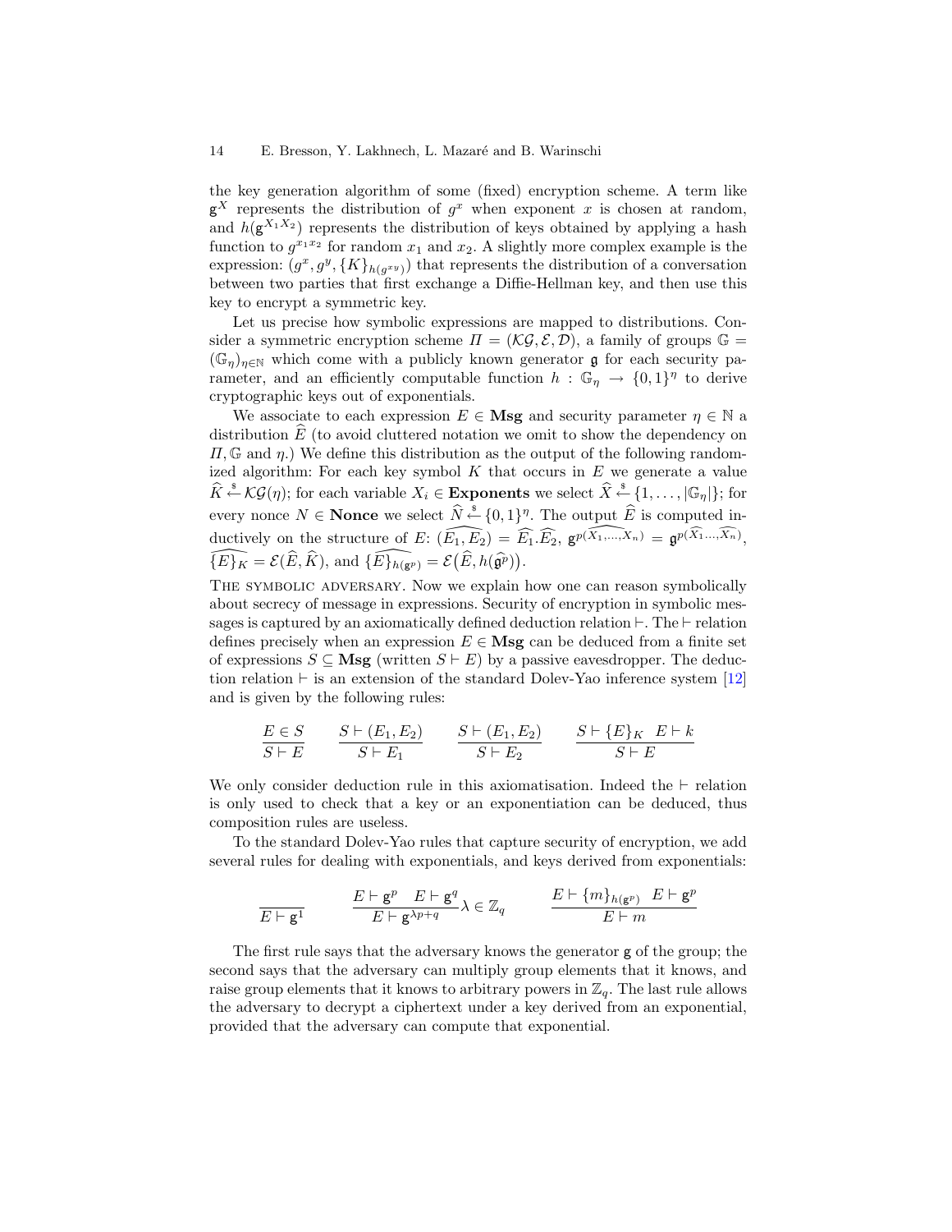the key generation algorithm of some (fixed) encryption scheme. A term like $\mathsf{g}^X$ represents the distribution of $g^x$ when exponent $x$ is chosen at random, and $h(\mathsf{g}^{X_1 X_2})$ represents the distribution of keys obtained by applying a hash function to $g^{x_1 x_2}$ for random $x_1$ and $x_2$. A slightly more complex example is the expression: $(g^x, g^y, \{K\}_{h(g^{xy})})$ that represents the distribution of a conversation between two parties that first exchange a Diffie-Hellman key, and then use this key to encrypt a symmetric key.

Let us precise how symbolic expressions are mapped to distributions. Consider a symmetric encryption scheme $\Pi = (\mathcal{KG}, \mathcal{E}, \mathcal{D})$, a family of groups $\mathbb{G} = (\mathbb{G}_\eta)_{\eta \in \mathbb{N}}$ which come with a publicly known generator $\mathfrak{g}$ for each security parameter, and an efficiently computable function $h : \mathbb{G}_\eta \to \{0,1\}^\eta$ to derive cryptographic keys out of exponentials.

We associate to each expression $E \in \mathbf{Msg}$ and security parameter $\eta \in \mathbb{N}$ a distribution $\widehat{E}$ (to avoid cluttered notation we omit to show the dependency on $\Pi, \mathbb{G}$ and $\eta$.) We define this distribution as the output of the following randomized algorithm: For each key symbol $K$ that occurs in $E$ we generate a value $\widehat{K} \stackrel{\$}{\leftarrow} \mathcal{KG}(\eta)$; for each variable $X_i \in \mathbf{Exponents}$ we select $\widehat{X} \stackrel{\$}{\leftarrow} \{1, \ldots, |\mathbb{G}_\eta|\}$; for every nonce $N \in \mathbf{Nonce}$ we select $\widehat{N} \stackrel{\$}{\leftarrow} \{0,1\}^\eta$. The output $\widehat{E}$ is computed inductively on the structure of $E$: $\widehat{(E_1, E_2)} = \widehat{E_1}.\widehat{E_2}$, $\widehat{\mathsf{g}^{p(X_1, \ldots, X_n)}} = \mathfrak{g}^{p(\widehat{X_1} \ldots, \widehat{X_n})}$, $\widehat{\{E\}_K} = \mathcal{E}(\widehat{E}, \widehat{K})$, and $\widehat{\{E\}_{h(\mathsf{g}^p)}} = \mathcal{E}\big(\widehat{E}, h(\widehat{\mathfrak{g}^p})\big)$.

**The symbolic adversary.** Now we explain how one can reason symbolically about secrecy of message in expressions. Security of encryption in symbolic messages is captured by an axiomatically defined deduction relation $\vdash$. The $\vdash$ relation defines precisely when an expression $E \in \mathbf{Msg}$ can be deduced from a finite set of expressions $S \subseteq \mathbf{Msg}$ (written $S \vdash E$) by a passive eavesdropper. The deduction relation $\vdash$ is an extension of the standard Dolev-Yao inference system [12] and is given by the following rules:

$$\frac{E \in S}{S \vdash E} \qquad \frac{S \vdash (E_1, E_2)}{S \vdash E_1} \qquad \frac{S \vdash (E_1, E_2)}{S \vdash E_2} \qquad \frac{S \vdash \{E\}_K \quad E \vdash k}{S \vdash E}$$

We only consider deduction rule in this axiomatisation. Indeed the $\vdash$ relation is only used to check that a key or an exponentiation can be deduced, thus composition rules are useless.

To the standard Dolev-Yao rules that capture security of encryption, we add several rules for dealing with exponentials, and keys derived from exponentials:

$$\frac{}{E \vdash \mathsf{g}^1} \qquad \frac{E \vdash \mathsf{g}^p \quad E \vdash \mathsf{g}^q}{E \vdash \mathsf{g}^{\lambda p + q}} \lambda \in \mathbb{Z}_q \qquad \frac{E \vdash \{m\}_{h(\mathsf{g}^p)} \quad E \vdash \mathsf{g}^p}{E \vdash m}$$

The first rule says that the adversary knows the generator $\mathsf{g}$ of the group; the second says that the adversary can multiply group elements that it knows, and raise group elements that it knows to arbitrary powers in $\mathbb{Z}_q$. The last rule allows the adversary to decrypt a ciphertext under a key derived from an exponential, provided that the adversary can compute that exponential.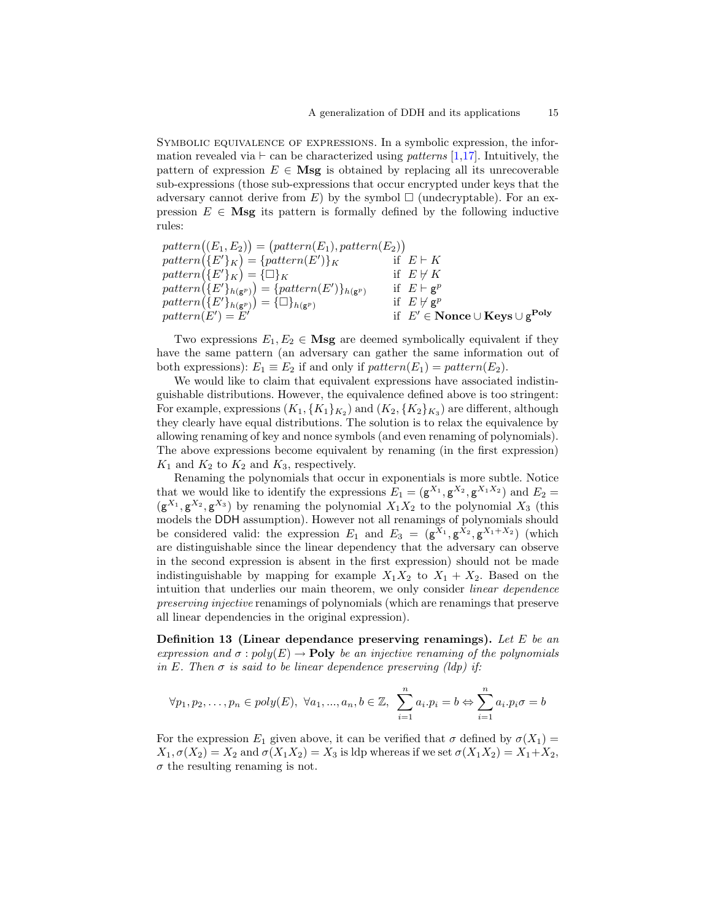Symbolic equivalence of expressions. In a symbolic expression, the information revealed via $\vdash$ can be characterized using *patterns* [1,17]. Intuitively, the pattern of expression $E \in \mathbf{Msg}$ is obtained by replacing all its unrecoverable sub-expressions (those sub-expressions that occur encrypted under keys that the adversary cannot derive from $E$) by the symbol $\Box$ (undecryptable). For an expression $E \in \mathbf{Msg}$ its pattern is formally defined by the following inductive rules:

$$
\begin{array}{ll}
pattern\big((E_1, E_2)\big) = \big(pattern(E_1), pattern(E_2)\big) & \\
pattern\big(\{E'\}_K\big) = \{pattern(E')\}_K & \text{if } E \vdash K \\
pattern\big(\{E'\}_K\big) = \{\Box\}_K & \text{if } E \not\vdash K \\
pattern\big(\{E'\}_{h(\mathsf{g}^p)}\big) = \{pattern(E')\}_{h(\mathsf{g}^p)} & \text{if } E \vdash \mathsf{g}^p \\
pattern\big(\{E'\}_{h(\mathsf{g}^p)}\big) = \{\Box\}_{h(\mathsf{g}^p)} & \text{if } E \not\vdash \mathsf{g}^p \\
pattern(E') = E' & \text{if } E' \in \mathbf{Nonce} \cup \mathbf{Keys} \cup \mathsf{g}^{\mathbf{Poly}}
\end{array}
$$

Two expressions $E_1, E_2 \in \mathbf{Msg}$ are deemed symbolically equivalent if they have the same pattern (an adversary can gather the same information out of both expressions): $E_1 \equiv E_2$ if and only if $pattern(E_1) = pattern(E_2)$.

We would like to claim that equivalent expressions have associated indistinguishable distributions. However, the equivalence defined above is too stringent: For example, expressions $(K_1, \{K_1\}_{K_2})$ and $(K_2, \{K_2\}_{K_3})$ are different, although they clearly have equal distributions. The solution is to relax the equivalence by allowing renaming of key and nonce symbols (and even renaming of polynomials). The above expressions become equivalent by renaming (in the first expression) $K_1$ and $K_2$ to $K_2$ and $K_3$, respectively.

Renaming the polynomials that occur in exponentials is more subtle. Notice that we would like to identify the expressions $E_1 = (\mathsf{g}^{X_1}, \mathsf{g}^{X_2}, \mathsf{g}^{X_1 X_2})$ and $E_2 = (\mathsf{g}^{X_1}, \mathsf{g}^{X_2}, \mathsf{g}^{X_3})$ by renaming the polynomial $X_1 X_2$ to the polynomial $X_3$ (this models the DDH assumption). However not all renamings of polynomials should be considered valid: the expression $E_1$ and $E_3 = (\mathsf{g}^{X_1}, \mathsf{g}^{X_2}, \mathsf{g}^{X_1+X_2})$ (which are distinguishable since the linear dependency that the adversary can observe in the second expression is absent in the first expression) should not be made indistinguishable by mapping for example $X_1 X_2$ to $X_1 + X_2$. Based on the intuition that underlies our main theorem, we only consider *linear dependence preserving injective* renamings of polynomials (which are renamings that preserve all linear dependencies in the original expression).

**Definition 13 (Linear dependance preserving renamings).** *Let $E$ be an expression and $\sigma : poly(E) \to \mathbf{Poly}$ be an injective renaming of the polynomials in $E$. Then $\sigma$ is said to be linear dependence preserving (ldp) if:*

$$
\forall p_1, p_2, \ldots, p_n \in poly(E),\ \forall a_1, \ldots, a_n, b \in \mathbb{Z},\ \sum_{i=1}^{n} a_i . p_i = b \Leftrightarrow \sum_{i=1}^{n} a_i . p_i \sigma = b
$$

For the expression $E_1$ given above, it can be verified that $\sigma$ defined by $\sigma(X_1) = X_1, \sigma(X_2) = X_2$ and $\sigma(X_1 X_2) = X_3$ is ldp whereas if we set $\sigma(X_1 X_2) = X_1 + X_2$, $\sigma$ the resulting renaming is not.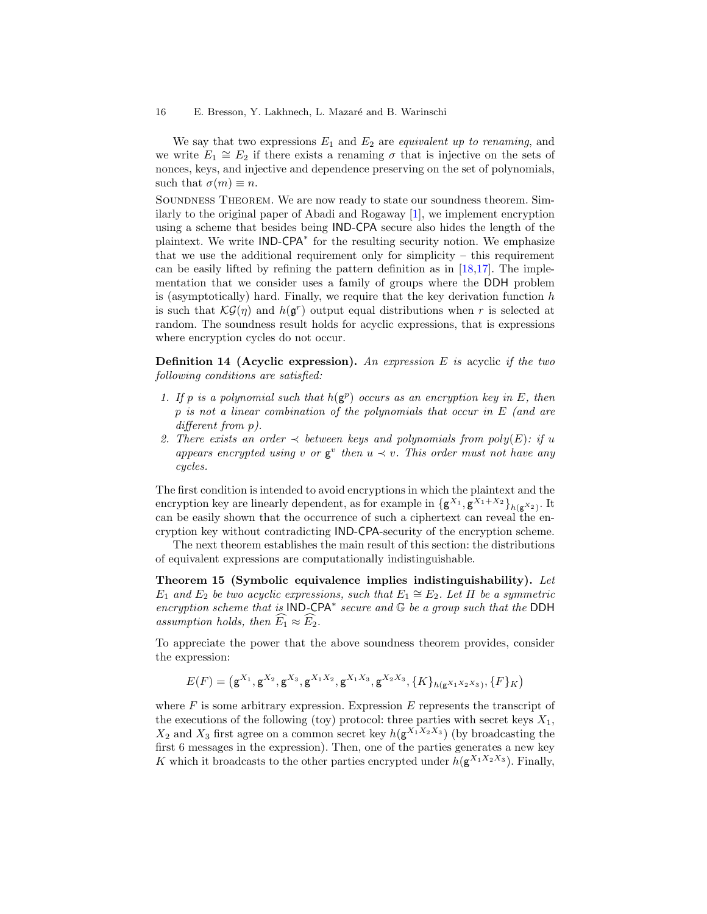We say that two expressions $E_1$ and $E_2$ are *equivalent up to renaming*, and we write $E_1 \cong E_2$ if there exists a renaming $\sigma$ that is injective on the sets of nonces, keys, and injective and dependence preserving on the set of polynomials, such that $\sigma(m) \equiv n$.

Soundness Theorem. We are now ready to state our soundness theorem. Similarly to the original paper of Abadi and Rogaway [1], we implement encryption using a scheme that besides being IND-CPA secure also hides the length of the plaintext. We write IND-CPA* for the resulting security notion. We emphasize that we use the additional requirement only for simplicity – this requirement can be easily lifted by refining the pattern definition as in [18,17]. The implementation that we consider uses a family of groups where the DDH problem is (asymptotically) hard. Finally, we require that the key derivation function $h$ is such that $\mathcal{KG}(\eta)$ and $h(\mathsf{g}^r)$ output equal distributions when $r$ is selected at random. The soundness result holds for acyclic expressions, that is expressions where encryption cycles do not occur.

**Definition 14 (Acyclic expression).** *An expression $E$ is* acyclic *if the two following conditions are satisfied:*

1. *If $p$ is a polynomial such that $h(\mathsf{g}^p)$ occurs as an encryption key in $E$, then $p$ is not a linear combination of the polynomials that occur in $E$ (and are different from $p$).*
2. *There exists an order $\prec$ between keys and polynomials from $poly(E)$: if $u$ appears encrypted using $v$ or $\mathsf{g}^v$ then $u \prec v$. This order must not have any cycles.*

The first condition is intended to avoid encryptions in which the plaintext and the encryption key are linearly dependent, as for example in $\{\mathsf{g}^{X_1}, \mathsf{g}^{X_1+X_2}\}_{h(\mathsf{g}^{X_2})}$. It can be easily shown that the occurrence of such a ciphertext can reveal the encryption key without contradicting IND-CPA-security of the encryption scheme.

The next theorem establishes the main result of this section: the distributions of equivalent expressions are computationally indistinguishable.

**Theorem 15 (Symbolic equivalence implies indistinguishability).** *Let $E_1$ and $E_2$ be two acyclic expressions, such that $E_1 \cong E_2$. Let $\Pi$ be a symmetric encryption scheme that is IND-CPA* secure and $\mathbb{G}$ be a group such that the DDH assumption holds, then $\widehat{E_1} \approx \widehat{E_2}$.*

To appreciate the power that the above soundness theorem provides, consider the expression:

$$E(F) = \left(\mathsf{g}^{X_1}, \mathsf{g}^{X_2}, \mathsf{g}^{X_3}, \mathsf{g}^{X_1X_2}, \mathsf{g}^{X_1X_3}, \mathsf{g}^{X_2X_3}, \{K\}_{h(\mathsf{g}^{X_1X_2X_3})}, \{F\}_K\right)$$

where $F$ is some arbitrary expression. Expression $E$ represents the transcript of the executions of the following (toy) protocol: three parties with secret keys $X_1$, $X_2$ and $X_3$ first agree on a common secret key $h(\mathsf{g}^{X_1X_2X_3})$ (by broadcasting the first 6 messages in the expression). Then, one of the parties generates a new key $K$ which it broadcasts to the other parties encrypted under $h(\mathsf{g}^{X_1X_2X_3})$. Finally,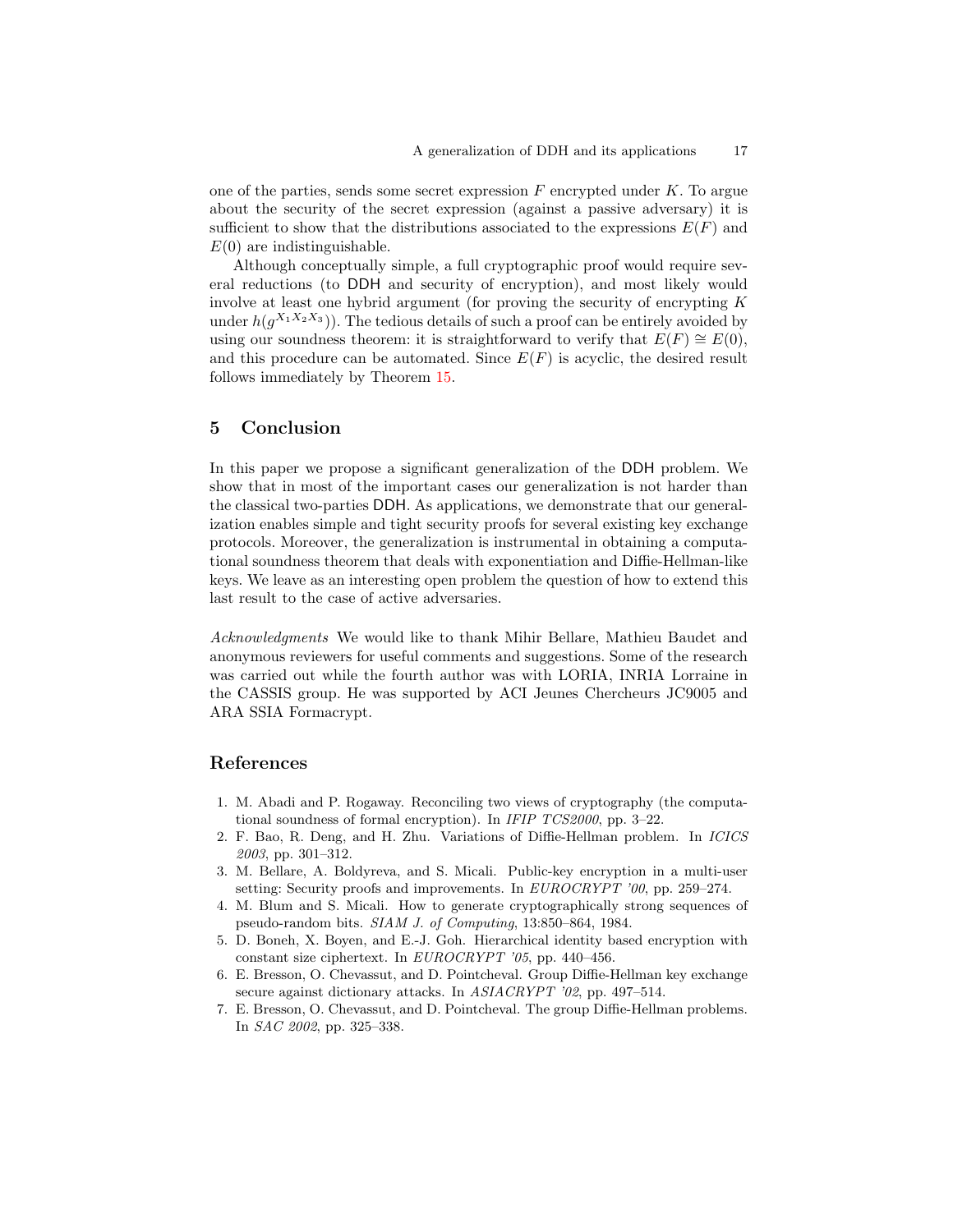one of the parties, sends some secret expression $F$ encrypted under $K$. To argue about the security of the secret expression (against a passive adversary) it is sufficient to show that the distributions associated to the expressions $E(F)$ and $E(0)$ are indistinguishable.

Although conceptually simple, a full cryptographic proof would require several reductions (to DDH and security of encryption), and most likely would involve at least one hybrid argument (for proving the security of encrypting $K$ under $h(g^{X_1X_2X_3})$). The tedious details of such a proof can be entirely avoided by using our soundness theorem: it is straightforward to verify that $E(F) \cong E(0)$, and this procedure can be automated. Since $E(F)$ is acyclic, the desired result follows immediately by Theorem 15.

## 5 Conclusion

In this paper we propose a significant generalization of the DDH problem. We show that in most of the important cases our generalization is not harder than the classical two-parties DDH. As applications, we demonstrate that our generalization enables simple and tight security proofs for several existing key exchange protocols. Moreover, the generalization is instrumental in obtaining a computational soundness theorem that deals with exponentiation and Diffie-Hellman-like keys. We leave as an interesting open problem the question of how to extend this last result to the case of active adversaries.

*Acknowledgments* We would like to thank Mihir Bellare, Mathieu Baudet and anonymous reviewers for useful comments and suggestions. Some of the research was carried out while the fourth author was with LORIA, INRIA Lorraine in the CASSIS group. He was supported by ACI Jeunes Chercheurs JC9005 and ARA SSIA Formacrypt.

## References

1. M. Abadi and P. Rogaway. Reconciling two views of cryptography (the computational soundness of formal encryption). In *IFIP TCS2000*, pp. 3–22.
2. F. Bao, R. Deng, and H. Zhu. Variations of Diffie-Hellman problem. In *ICICS 2003*, pp. 301–312.
3. M. Bellare, A. Boldyreva, and S. Micali. Public-key encryption in a multi-user setting: Security proofs and improvements. In *EUROCRYPT '00*, pp. 259–274.
4. M. Blum and S. Micali. How to generate cryptographically strong sequences of pseudo-random bits. *SIAM J. of Computing*, 13:850–864, 1984.
5. D. Boneh, X. Boyen, and E.-J. Goh. Hierarchical identity based encryption with constant size ciphertext. In *EUROCRYPT '05*, pp. 440–456.
6. E. Bresson, O. Chevassut, and D. Pointcheval. Group Diffie-Hellman key exchange secure against dictionary attacks. In *ASIACRYPT '02*, pp. 497–514.
7. E. Bresson, O. Chevassut, and D. Pointcheval. The group Diffie-Hellman problems. In *SAC 2002*, pp. 325–338.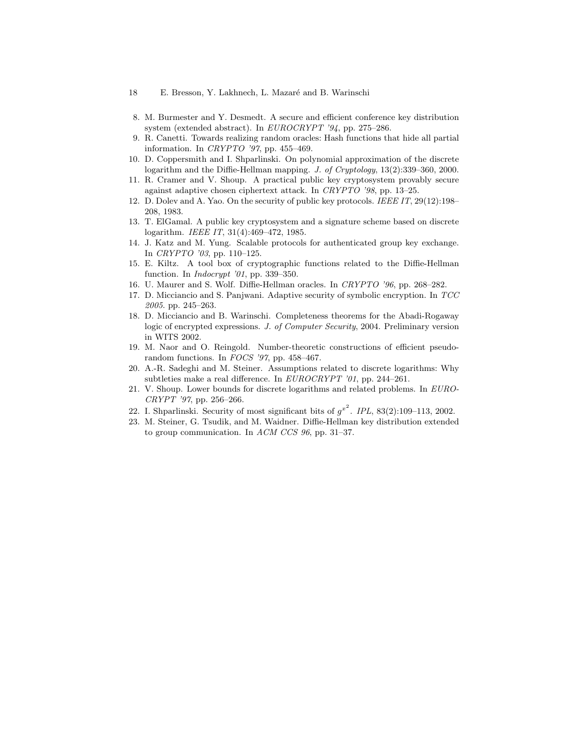8. M. Burmester and Y. Desmedt. A secure and efficient conference key distribution system (extended abstract). In *EUROCRYPT '94*, pp. 275–286.
9. R. Canetti. Towards realizing random oracles: Hash functions that hide all partial information. In *CRYPTO '97*, pp. 455–469.
10. D. Coppersmith and I. Shparlinski. On polynomial approximation of the discrete logarithm and the Diffie-Hellman mapping. *J. of Cryptology*, 13(2):339–360, 2000.
11. R. Cramer and V. Shoup. A practical public key cryptosystem provably secure against adaptive chosen ciphertext attack. In *CRYPTO '98*, pp. 13–25.
12. D. Dolev and A. Yao. On the security of public key protocols. *IEEE IT*, 29(12):198–208, 1983.
13. T. ElGamal. A public key cryptosystem and a signature scheme based on discrete logarithm. *IEEE IT*, 31(4):469–472, 1985.
14. J. Katz and M. Yung. Scalable protocols for authenticated group key exchange. In *CRYPTO '03*, pp. 110–125.
15. E. Kiltz. A tool box of cryptographic functions related to the Diffie-Hellman function. In *Indocrypt '01*, pp. 339–350.
16. U. Maurer and S. Wolf. Diffie-Hellman oracles. In *CRYPTO '96*, pp. 268–282.
17. D. Micciancio and S. Panjwani. Adaptive security of symbolic encryption. In *TCC 2005*. pp. 245–263.
18. D. Micciancio and B. Warinschi. Completeness theorems for the Abadi-Rogaway logic of encrypted expressions. *J. of Computer Security*, 2004. Preliminary version in WITS 2002.
19. M. Naor and O. Reingold. Number-theoretic constructions of efficient pseudo-random functions. In *FOCS '97*, pp. 458–467.
20. A.-R. Sadeghi and M. Steiner. Assumptions related to discrete logarithms: Why subtleties make a real difference. In *EUROCRYPT '01*, pp. 244–261.
21. V. Shoup. Lower bounds for discrete logarithms and related problems. In *EUROCRYPT '97*, pp. 256–266.
22. I. Shparlinski. Security of most significant bits of $g^{x^2}$. *IPL*, 83(2):109–113, 2002.
23. M. Steiner, G. Tsudik, and M. Waidner. Diffie-Hellman key distribution extended to group communication. In *ACM CCS 96*, pp. 31–37.